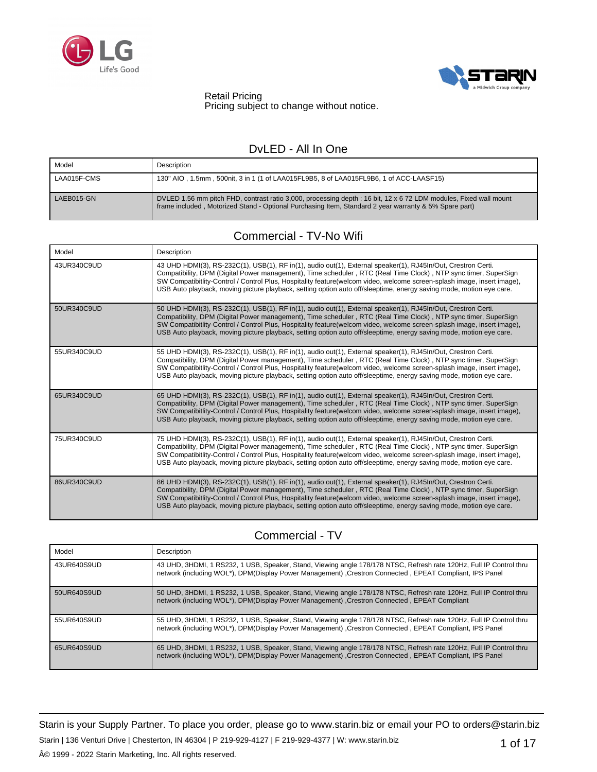Retail Pricing
Pricing subject to change without notice.

## DvLED - All In One

| Model | Description |
|---|---|
| LAA015F-CMS | 130" AIO , 1.5mm , 500nit, 3 in 1 (1 of LAA015FL9B5, 8 of LAA015FL9B6, 1 of ACC-LAASF15) |
| LAEB015-GN | DVLED 1.56 mm pitch FHD, contrast ratio 3,000, processing depth : 16 bit, 12 x 6 72 LDM modules, Fixed wall mount frame included , Motorized Stand - Optional Purchasing Item, Standard 2 year warranty & 5% Spare part) |

## Commercial - TV-No Wifi

| Model | Description |
|---|---|
| 43UR340C9UD | 43 UHD HDMI(3), RS-232C(1), USB(1), RF in(1), audio out(1), External speaker(1), RJ45In/Out, Crestron Certi. Compatibility, DPM (Digital Power management), Time scheduler , RTC (Real Time Clock) , NTP sync timer, SuperSign SW Compatibitlity-Control / Control Plus, Hospitality feature(welcom video, welcome screen-splash image, insert image), USB Auto playback, moving picture playback, setting option auto off/sleeptime, energy saving mode, motion eye care. |
| 50UR340C9UD | 50 UHD HDMI(3), RS-232C(1), USB(1), RF in(1), audio out(1), External speaker(1), RJ45In/Out, Crestron Certi. Compatibility, DPM (Digital Power management), Time scheduler , RTC (Real Time Clock) , NTP sync timer, SuperSign SW Compatibitlity-Control / Control Plus, Hospitality feature(welcom video, welcome screen-splash image, insert image), USB Auto playback, moving picture playback, setting option auto off/sleeptime, energy saving mode, motion eye care. |
| 55UR340C9UD | 55 UHD HDMI(3), RS-232C(1), USB(1), RF in(1), audio out(1), External speaker(1), RJ45In/Out, Crestron Certi. Compatibility, DPM (Digital Power management), Time scheduler , RTC (Real Time Clock) , NTP sync timer, SuperSign SW Compatibitlity-Control / Control Plus, Hospitality feature(welcom video, welcome screen-splash image, insert image), USB Auto playback, moving picture playback, setting option auto off/sleeptime, energy saving mode, motion eye care. |
| 65UR340C9UD | 65 UHD HDMI(3), RS-232C(1), USB(1), RF in(1), audio out(1), External speaker(1), RJ45In/Out, Crestron Certi. Compatibility, DPM (Digital Power management), Time scheduler , RTC (Real Time Clock) , NTP sync timer, SuperSign SW Compatibitlity-Control / Control Plus, Hospitality feature(welcom video, welcome screen-splash image, insert image), USB Auto playback, moving picture playback, setting option auto off/sleeptime, energy saving mode, motion eye care. |
| 75UR340C9UD | 75 UHD HDMI(3), RS-232C(1), USB(1), RF in(1), audio out(1), External speaker(1), RJ45In/Out, Crestron Certi. Compatibility, DPM (Digital Power management), Time scheduler , RTC (Real Time Clock) , NTP sync timer, SuperSign SW Compatibitlity-Control / Control Plus, Hospitality feature(welcom video, welcome screen-splash image, insert image), USB Auto playback, moving picture playback, setting option auto off/sleeptime, energy saving mode, motion eye care. |
| 86UR340C9UD | 86 UHD HDMI(3), RS-232C(1), USB(1), RF in(1), audio out(1), External speaker(1), RJ45In/Out, Crestron Certi. Compatibility, DPM (Digital Power management), Time scheduler , RTC (Real Time Clock) , NTP sync timer, SuperSign SW Compatibitlity-Control / Control Plus, Hospitality feature(welcom video, welcome screen-splash image, insert image), USB Auto playback, moving picture playback, setting option auto off/sleeptime, energy saving mode, motion eye care. |

## Commercial - TV

| Model | Description |
|---|---|
| 43UR640S9UD | 43 UHD, 3HDMI, 1 RS232, 1 USB, Speaker, Stand, Viewing angle 178/178 NTSC, Refresh rate 120Hz, Full IP Control thru network (including WOL*), DPM(Display Power Management) ,Crestron Connected , EPEAT Compliant, IPS Panel |
| 50UR640S9UD | 50 UHD, 3HDMI, 1 RS232, 1 USB, Speaker, Stand, Viewing angle 178/178 NTSC, Refresh rate 120Hz, Full IP Control thru network (including WOL*), DPM(Display Power Management) ,Crestron Connected , EPEAT Compliant |
| 55UR640S9UD | 55 UHD, 3HDMI, 1 RS232, 1 USB, Speaker, Stand, Viewing angle 178/178 NTSC, Refresh rate 120Hz, Full IP Control thru network (including WOL*), DPM(Display Power Management) ,Crestron Connected , EPEAT Compliant, IPS Panel |
| 65UR640S9UD | 65 UHD, 3HDMI, 1 RS232, 1 USB, Speaker, Stand, Viewing angle 178/178 NTSC, Refresh rate 120Hz, Full IP Control thru network (including WOL*), DPM(Display Power Management) ,Crestron Connected , EPEAT Compliant, IPS Panel |

Starin is your Supply Partner. To place you order, please go to www.starin.biz or email your PO to orders@starin.biz

Starin | 136 Venturi Drive | Chesterton, IN 46304 | P 219-929-4127 | F 219-929-4377 | W: www.starin.biz

Â© 1999 - 2022 Starin Marketing, Inc. All rights reserved.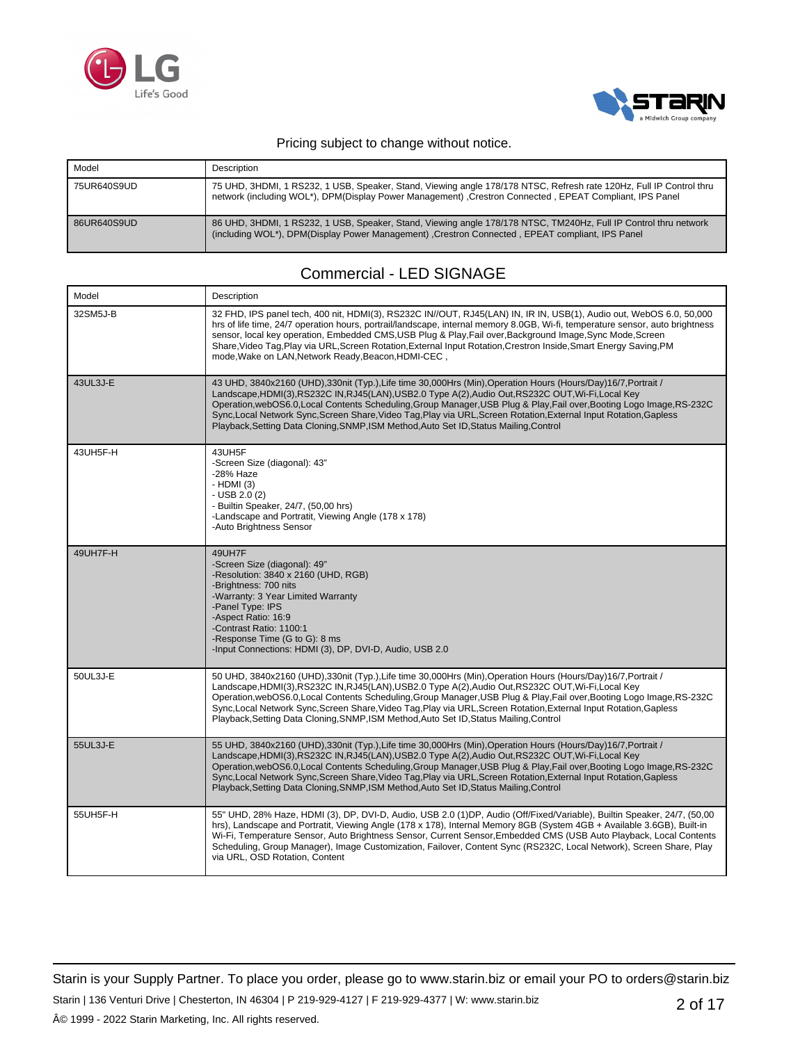Pricing subject to change without notice.

| Model | Description |
|---|---|
| 75UR640S9UD | 75 UHD, 3HDMI, 1 RS232, 1 USB, Speaker, Stand, Viewing angle 178/178 NTSC, Refresh rate 120Hz, Full IP Control thru network (including WOL*), DPM(Display Power Management) ,Crestron Connected , EPEAT Compliant, IPS Panel |
| 86UR640S9UD | 86 UHD, 3HDMI, 1 RS232, 1 USB, Speaker, Stand, Viewing angle 178/178 NTSC, TM240Hz, Full IP Control thru network (including WOL*), DPM(Display Power Management) ,Crestron Connected , EPEAT compliant, IPS Panel |

## Commercial - LED SIGNAGE

| Model | Description |
|---|---|
| 32SM5J-B | 32 FHD, IPS panel tech, 400 nit, HDMI(3), RS232C IN//OUT, RJ45(LAN) IN, IR IN, USB(1), Audio out, WebOS 6.0, 50,000 hrs of life time, 24/7 operation hours, portrail/landscape, internal memory 8.0GB, Wi-fi, temperature sensor, auto brightness sensor, local key operation, Embedded CMS,USB Plug & Play,Fail over,Background Image,Sync Mode,Screen Share,Video Tag,Play via URL,Screen Rotation,External Input Rotation,Crestron Inside,Smart Energy Saving,PM mode,Wake on LAN,Network Ready,Beacon,HDMI-CEC , |
| 43UL3J-E | 43 UHD, 3840x2160 (UHD),330nit (Typ.),Life time 30,000Hrs (Min),Operation Hours (Hours/Day)16/7,Portrait / Landscape,HDMI(3),RS232C IN,RJ45(LAN),USB2.0 Type A(2),Audio Out,RS232C OUT,Wi-Fi,Local Key Operation,webOS6.0,Local Contents Scheduling,Group Manager,USB Plug & Play,Fail over,Booting Logo Image,RS-232C Sync,Local Network Sync,Screen Share,Video Tag,Play via URL,Screen Rotation,External Input Rotation,Gapless Playback,Setting Data Cloning,SNMP,ISM Method,Auto Set ID,Status Mailing,Control |
| 43UH5F-H | 43UH5F<br>-Screen Size (diagonal): 43"<br>-28% Haze<br>- HDMI (3)<br>- USB 2.0 (2)<br>- Builtin Speaker, 24/7, (50,00 hrs)<br>-Landscape and Portratit, Viewing Angle (178 x 178)<br>-Auto Brightness Sensor |
| 49UH7F-H | 49UH7F<br>-Screen Size (diagonal): 49"<br>-Resolution: 3840 x 2160 (UHD, RGB)<br>-Brightness: 700 nits<br>-Warranty: 3 Year Limited Warranty<br>-Panel Type: IPS<br>-Aspect Ratio: 16:9<br>-Contrast Ratio: 1100:1<br>-Response Time (G to G): 8 ms<br>-Input Connections: HDMI (3), DP, DVI-D, Audio, USB 2.0 |
| 50UL3J-E | 50 UHD, 3840x2160 (UHD),330nit (Typ.),Life time 30,000Hrs (Min),Operation Hours (Hours/Day)16/7,Portrait / Landscape,HDMI(3),RS232C IN,RJ45(LAN),USB2.0 Type A(2),Audio Out,RS232C OUT,Wi-Fi,Local Key Operation,webOS6.0,Local Contents Scheduling,Group Manager,USB Plug & Play,Fail over,Booting Logo Image,RS-232C Sync,Local Network Sync,Screen Share,Video Tag,Play via URL,Screen Rotation,External Input Rotation,Gapless Playback,Setting Data Cloning,SNMP,ISM Method,Auto Set ID,Status Mailing,Control |
| 55UL3J-E | 55 UHD, 3840x2160 (UHD),330nit (Typ.),Life time 30,000Hrs (Min),Operation Hours (Hours/Day)16/7,Portrait / Landscape,HDMI(3),RS232C IN,RJ45(LAN),USB2.0 Type A(2),Audio Out,RS232C OUT,Wi-Fi,Local Key Operation,webOS6.0,Local Contents Scheduling,Group Manager,USB Plug & Play,Fail over,Booting Logo Image,RS-232C Sync,Local Network Sync,Screen Share,Video Tag,Play via URL,Screen Rotation,External Input Rotation,Gapless Playback,Setting Data Cloning,SNMP,ISM Method,Auto Set ID,Status Mailing,Control |
| 55UH5F-H | 55" UHD, 28% Haze, HDMI (3), DP, DVI-D, Audio, USB 2.0 (1)DP, Audio (Off/Fixed/Variable), Builtin Speaker, 24/7, (50,00 hrs), Landscape and Portratit, Viewing Angle (178 x 178), Internal Memory 8GB (System 4GB + Available 3.6GB), Built-in Wi-Fi, Temperature Sensor, Auto Brightness Sensor, Current Sensor,Embedded CMS (USB Auto Playback, Local Contents Scheduling, Group Manager), Image Customization, Failover, Content Sync (RS232C, Local Network), Screen Share, Play via URL, OSD Rotation, Content |

Starin is your Supply Partner. To place you order, please go to www.starin.biz or email your PO to orders@starin.biz

Starin | 136 Venturi Drive | Chesterton, IN 46304 | P 219-929-4127 | F 219-929-4377 | W: www.starin.biz

Â© 1999 - 2022 Starin Marketing, Inc. All rights reserved.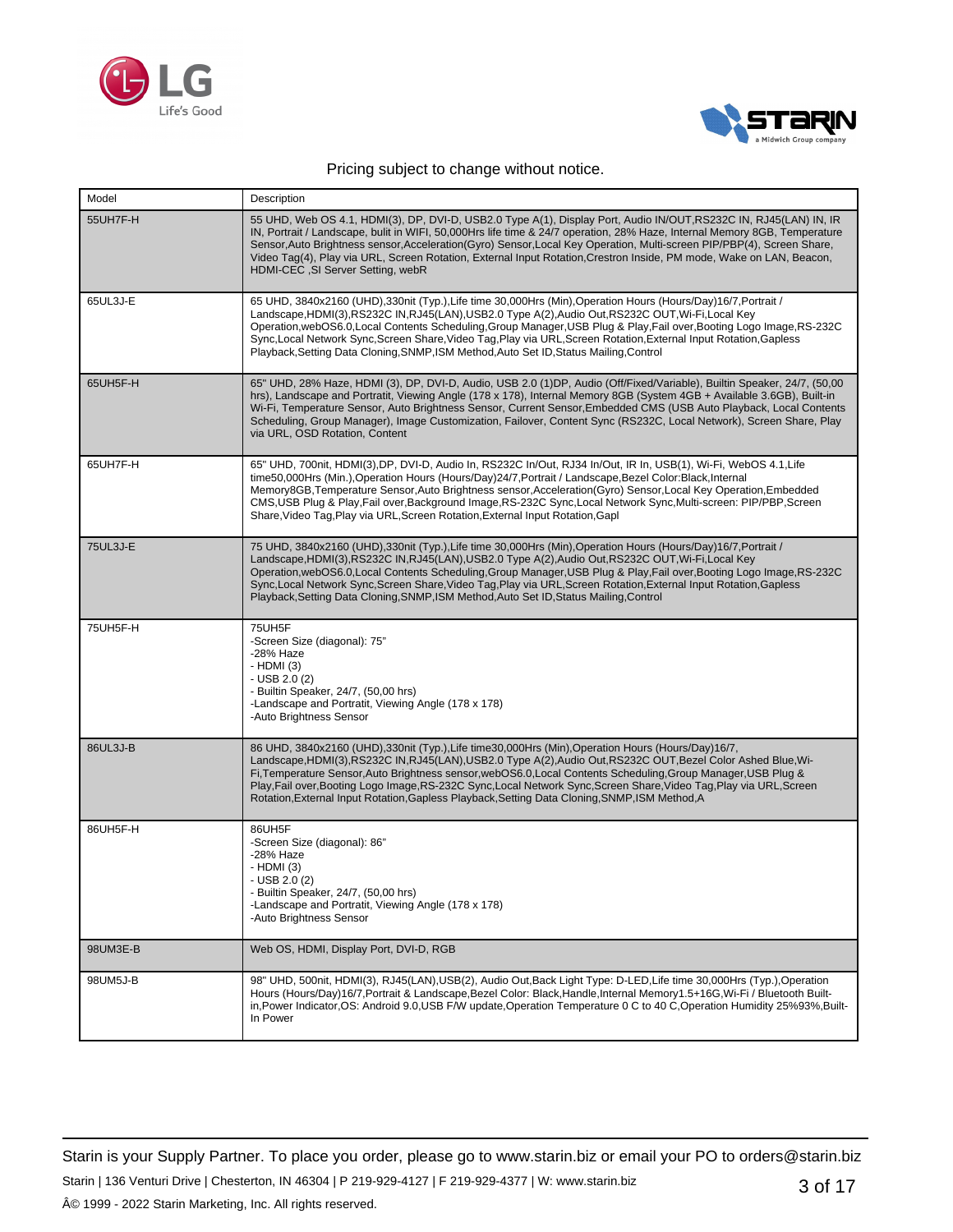Pricing subject to change without notice.

| Model | Description |
| --- | --- |
| 55UH7F-H | 55 UHD, Web OS 4.1, HDMI(3), DP, DVI-D, USB2.0 Type A(1), Display Port, Audio IN/OUT,RS232C IN, RJ45(LAN) IN, IR IN, Portrait / Landscape, bulit in WIFI, 50,000Hrs life time & 24/7 operation, 28% Haze, Internal Memory 8GB, Temperature Sensor,Auto Brightness sensor,Acceleration(Gyro) Sensor,Local Key Operation, Multi-screen PIP/PBP(4), Screen Share, Video Tag(4), Play via URL, Screen Rotation, External Input Rotation,Crestron Inside, PM mode, Wake on LAN, Beacon, HDMI-CEC ,SI Server Setting, webR |
| 65UL3J-E | 65 UHD, 3840x2160 (UHD),330nit (Typ.),Life time 30,000Hrs (Min),Operation Hours (Hours/Day)16/7,Portrait / Landscape,HDMI(3),RS232C IN,RJ45(LAN),USB2.0 Type A(2),Audio Out,RS232C OUT,Wi-Fi,Local Key Operation,webOS6.0,Local Contents Scheduling,Group Manager,USB Plug & Play,Fail over,Booting Logo Image,RS-232C Sync,Local Network Sync,Screen Share,Video Tag,Play via URL,Screen Rotation,External Input Rotation,Gapless Playback,Setting Data Cloning,SNMP,ISM Method,Auto Set ID,Status Mailing,Control |
| 65UH5F-H | 65" UHD, 28% Haze, HDMI (3), DP, DVI-D, Audio, USB 2.0 (1)DP, Audio (Off/Fixed/Variable), Builtin Speaker, 24/7, (50,00 hrs), Landscape and Portraitt, Viewing Angle (178 x 178), Internal Memory 8GB (System 4GB + Available 3.6GB), Built-in Wi-Fi, Temperature Sensor, Auto Brightness Sensor, Current Sensor,Embedded CMS (USB Auto Playback, Local Contents Scheduling, Group Manager), Image Customization, Failover, Content Sync (RS232C, Local Network), Screen Share, Play via URL, OSD Rotation, Content |
| 65UH7F-H | 65" UHD, 700nit, HDMI(3),DP, DVI-D, Audio In, RS232C In/Out, RJ34 In/Out, IR In, USB(1), Wi-Fi, WebOS 4.1,Life time50,000Hrs (Min.),Operation Hours (Hours/Day)24/7,Portrait / Landscape,Bezel Color:Black,Internal Memory8GB,Temperature Sensor,Auto Brightness sensor,Acceleration(Gyro) Sensor,Local Key Operation,Embedded CMS,USB Plug & Play,Fail over,Background Image,RS-232C Sync,Local Network Sync,Multi-screen: PIP/PBP,Screen Share,Video Tag,Play via URL,Screen Rotation,External Input Rotation,Gapl |
| 75UL3J-E | 75 UHD, 3840x2160 (UHD),330nit (Typ.),Life time 30,000Hrs (Min),Operation Hours (Hours/Day)16/7,Portrait / Landscape,HDMI(3),RS232C IN,RJ45(LAN),USB2.0 Type A(2),Audio Out,RS232C OUT,Wi-Fi,Local Key Operation,webOS6.0,Local Contents Scheduling,Group Manager,USB Plug & Play,Fail over,Booting Logo Image,RS-232C Sync,Local Network Sync,Screen Share,Video Tag,Play via URL,Screen Rotation,External Input Rotation,Gapless Playback,Setting Data Cloning,SNMP,ISM Method,Auto Set ID,Status Mailing,Control |
| 75UH5F-H | 75UH5F<br>-Screen Size (diagonal): 75"<br>-28% Haze<br>- HDMI (3)<br>- USB 2.0 (2)<br>- Builtin Speaker, 24/7, (50,00 hrs)<br>-Landscape and Portraitt, Viewing Angle (178 x 178)<br>-Auto Brightness Sensor |
| 86UL3J-B | 86 UHD, 3840x2160 (UHD),330nit (Typ.),Life time30,000Hrs (Min),Operation Hours (Hours/Day)16/7, Landscape,HDMI(3),RS232C IN,RJ45(LAN),USB2.0 Type A(2),Audio Out,RS232C OUT,Bezel Color Ashed Blue,Wi-Fi,Temperature Sensor,Auto Brightness sensor,webOS6.0,Local Contents Scheduling,Group Manager,USB Plug & Play,Fail over,Booting Logo Image,RS-232C Sync,Local Network Sync,Screen Share,Video Tag,Play via URL,Screen Rotation,External Input Rotation,Gapless Playback,Setting Data Cloning,SNMP,ISM Method,A |
| 86UH5F-H | 86UH5F<br>-Screen Size (diagonal): 86"<br>-28% Haze<br>- HDMI (3)<br>- USB 2.0 (2)<br>- Builtin Speaker, 24/7, (50,00 hrs)<br>-Landscape and Portraitt, Viewing Angle (178 x 178)<br>-Auto Brightness Sensor |
| 98UM3E-B | Web OS, HDMI, Display Port, DVI-D, RGB |
| 98UM5J-B | 98" UHD, 500nit, HDMI(3), RJ45(LAN),USB(2), Audio Out,Back Light Type: D-LED,Life time 30,000Hrs (Typ.),Operation Hours (Hours/Day)16/7,Portrait & Landscape,Bezel Color: Black,Handle,Internal Memory1.5+16G,Wi-Fi / Bluetooth Built-in,Power Indicator,OS: Android 9.0,USB F/W update,Operation Temperature 0 C to 40 C,Operation Humidity 25%93%,Built-In Power |

Starin is your Supply Partner. To place you order, please go to www.starin.biz or email your PO to orders@starin.biz

Starin | 136 Venturi Drive | Chesterton, IN 46304 | P 219-929-4127 | F 219-929-4377 | W: www.starin.biz

Â© 1999 - 2022 Starin Marketing, Inc. All rights reserved.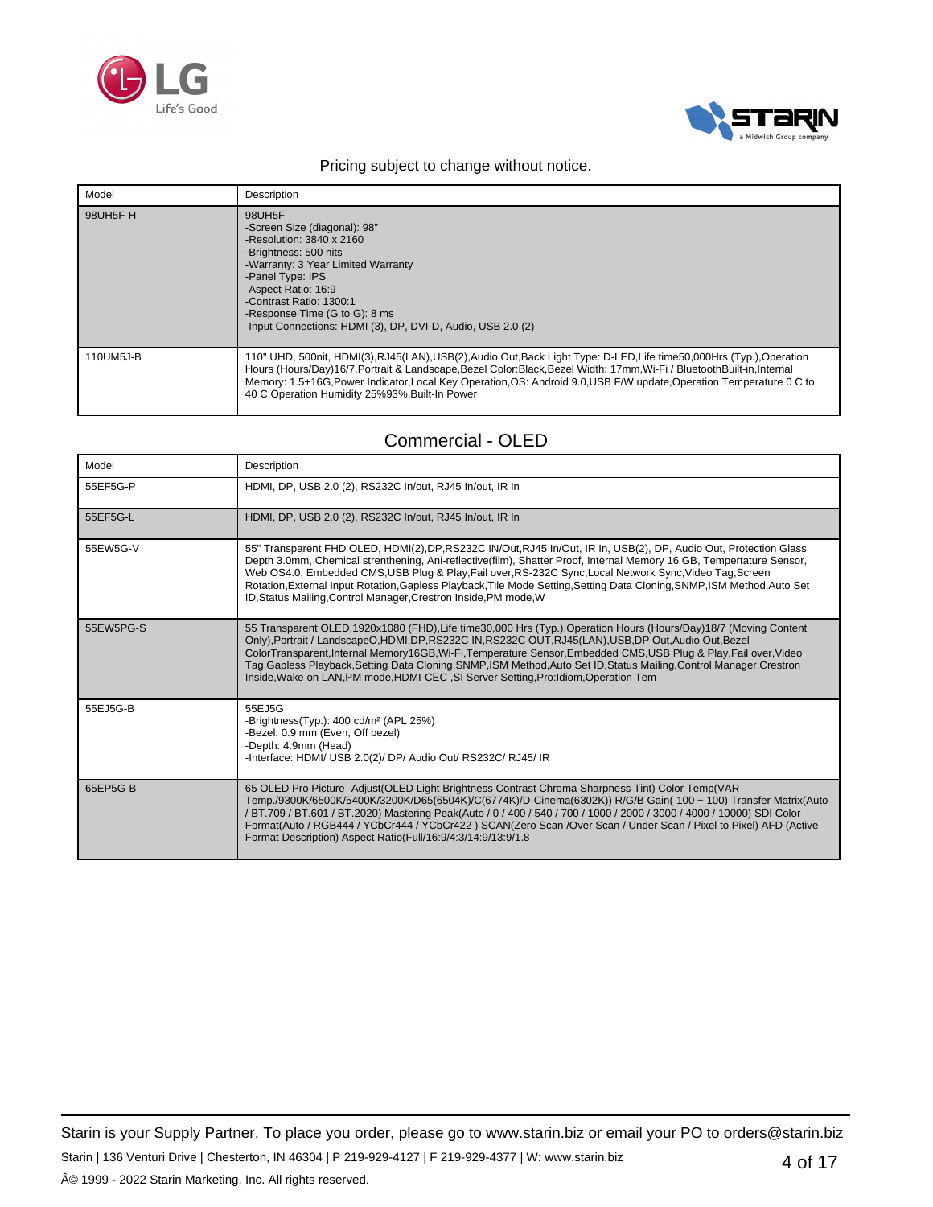Pricing subject to change without notice.

| Model | Description |
|---|---|
| 98UH5F-H | 98UH5F<br>-Screen Size (diagonal): 98"<br>-Resolution: 3840 x 2160<br>-Brightness: 500 nits<br>-Warranty: 3 Year Limited Warranty<br>-Panel Type: IPS<br>-Aspect Ratio: 16:9<br>-Contrast Ratio: 1300:1<br>-Response Time (G to G): 8 ms<br>-Input Connections: HDMI (3), DP, DVI-D, Audio, USB 2.0 (2) |
| 110UM5J-B | 110" UHD, 500nit, HDMI(3),RJ45(LAN),USB(2),Audio Out,Back Light Type: D-LED,Life time50,000Hrs (Typ.),Operation Hours (Hours/Day)16/7,Portrait & Landscape,Bezel Color:Black,Bezel Width: 17mm,Wi-Fi / BluetoothBuilt-in,Internal Memory: 1.5+16G,Power Indicator,Local Key Operation,OS: Android 9.0,USB F/W update,Operation Temperature 0 C to 40 C,Operation Humidity 25%93%,Built-In Power |

## Commercial - OLED

| Model | Description |
|---|---|
| 55EF5G-P | HDMI, DP, USB 2.0 (2), RS232C In/out, RJ45 In/out, IR In |
| 55EF5G-L | HDMI, DP, USB 2.0 (2), RS232C In/out, RJ45 In/out, IR In |
| 55EW5G-V | 55" Transparent FHD OLED, HDMI(2),DP,RS232C IN/Out,RJ45 In/Out, IR In, USB(2), DP, Audio Out, Protection Glass Depth 3.0mm, Chemical strenthening, Ani-reflective(film), Shatter Proof, Internal Memory 16 GB, Tempertature Sensor, Web OS4.0, Embedded CMS,USB Plug & Play,Fail over,RS-232C Sync,Local Network Sync,Video Tag,Screen Rotation,External Input Rotation,Gapless Playback,Tile Mode Setting,Setting Data Cloning,SNMP,ISM Method,Auto Set ID,Status Mailing,Control Manager,Crestron Inside,PM mode,W |
| 55EW5PG-S | 55 Transparent OLED,1920x1080 (FHD),Life time30,000 Hrs (Typ.),Operation Hours (Hours/Day)18/7 (Moving Content Only),Portrait / LandscapeO,HDMI,DP,RS232C IN,RS232C OUT,RJ45(LAN),USB,DP Out,Audio Out,Bezel ColorTransparent,Internal Memory16GB,Wi-Fi,Temperature Sensor,Embedded CMS,USB Plug & Play,Fail over,Video Tag,Gapless Playback,Setting Data Cloning,SNMP,ISM Method,Auto Set ID,Status Mailing,Control Manager,Crestron Inside,Wake on LAN,PM mode,HDMI-CEC ,SI Server Setting,Pro:Idiom,Operation Tem |
| 55EJ5G-B | 55EJ5G<br>-Brightness(Typ.): 400 cd/m² (APL 25%)<br>-Bezel: 0.9 mm (Even, Off bezel)<br>-Depth: 4.9mm (Head)<br>-Interface: HDMI/ USB 2.0(2)/ DP/ Audio Out/ RS232C/ RJ45/ IR |
| 65EP5G-B | 65 OLED Pro Picture -Adjust(OLED Light Brightness Contrast Chroma Sharpness Tint) Color Temp(VAR Temp./9300K/6500K/5400K/3200K/D65(6504K)/C(6774K)/D-Cinema(6302K)) R/G/B Gain(-100 ~ 100) Transfer Matrix(Auto / BT.709 / BT.601 / BT.2020) Mastering Peak(Auto / 0 / 400 / 540 / 700 / 1000 / 2000 / 3000 / 4000 / 10000) SDI Color Format(Auto / RGB444 / YCbCr444 / YCbCr422 ) SCAN(Zero Scan /Over Scan / Under Scan / Pixel to Pixel) AFD (Active Format Description) Aspect Ratio(Full/16:9/4:3/14:9/13:9/1.8 |

Starin is your Supply Partner. To place you order, please go to www.starin.biz or email your PO to orders@starin.biz

Starin | 136 Venturi Drive | Chesterton, IN 46304 | P 219-929-4127 | F 219-929-4377 | W: www.starin.biz

Â© 1999 - 2022 Starin Marketing, Inc. All rights reserved.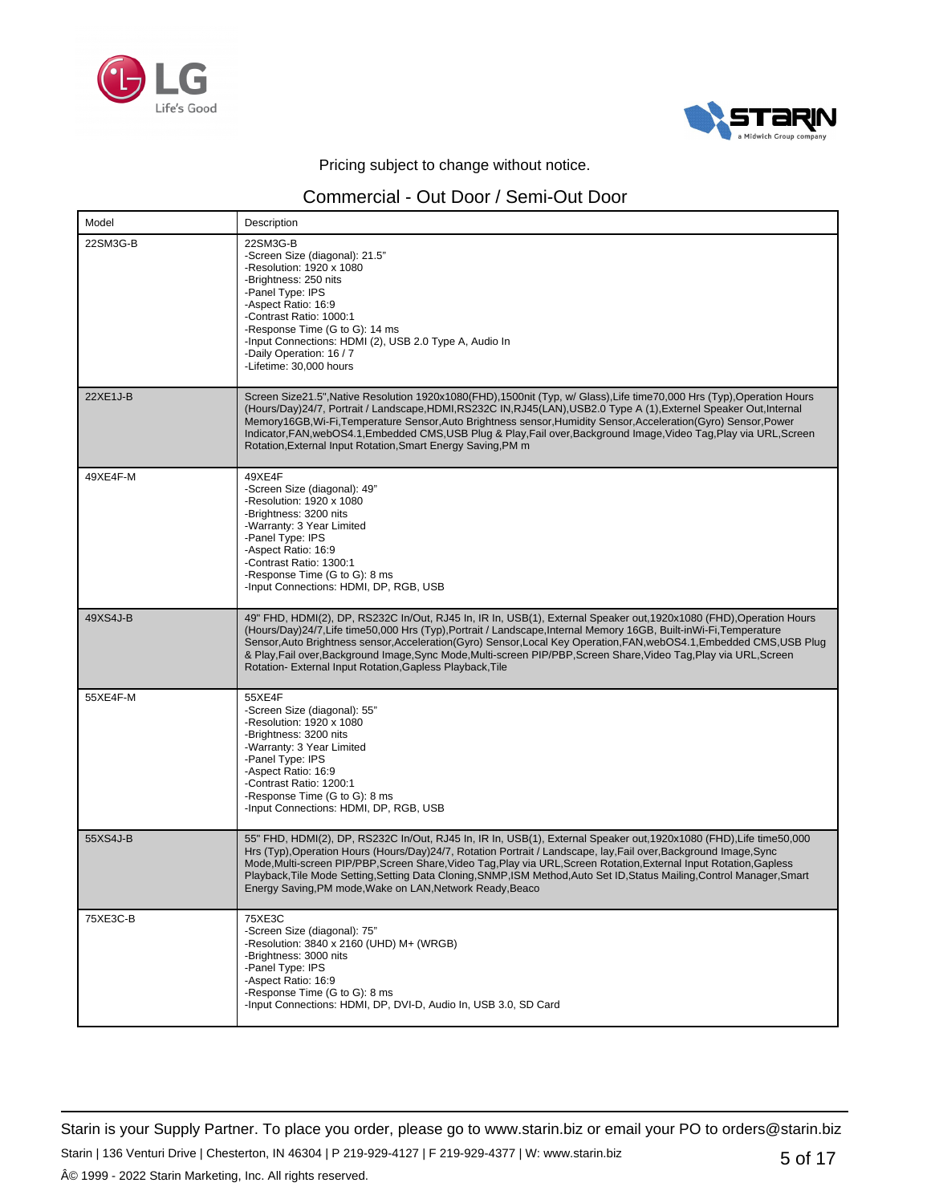Pricing subject to change without notice.

## Commercial - Out Door / Semi-Out Door

| Model | Description |
|---|---|
| 22SM3G-B | 22SM3G-B<br>-Screen Size (diagonal): 21.5"<br>-Resolution: 1920 x 1080<br>-Brightness: 250 nits<br>-Panel Type: IPS<br>-Aspect Ratio: 16:9<br>-Contrast Ratio: 1000:1<br>-Response Time (G to G): 14 ms<br>-Input Connections: HDMI (2), USB 2.0 Type A, Audio In<br>-Daily Operation: 16 / 7<br>-Lifetime: 30,000 hours |
| 22XE1J-B | Screen Size21.5",Native Resolution 1920x1080(FHD),1500nit (Typ, w/ Glass),Life time70,000 Hrs (Typ),Operation Hours (Hours/Day)24/7, Portrait / Landscape,HDMI,RS232C IN,RJ45(LAN),USB2.0 Type A (1),External Speaker Out,Internal Memory16GB,Wi-Fi,Temperature Sensor,Auto Brightness sensor,Humidity Sensor,Acceleration(Gyro) Sensor,Power Indicator,FAN,webOS4.1,Embedded CMS,USB Plug & Play,Fail over,Background Image,Video Tag,Play via URL,Screen Rotation,External Input Rotation,Smart Energy Saving,PM m |
| 49XE4F-M | 49XE4F<br>-Screen Size (diagonal): 49"<br>-Resolution: 1920 x 1080<br>-Brightness: 3200 nits<br>-Warranty: 3 Year Limited<br>-Panel Type: IPS<br>-Aspect Ratio: 16:9<br>-Contrast Ratio: 1300:1<br>-Response Time (G to G): 8 ms<br>-Input Connections: HDMI, DP, RGB, USB |
| 49XS4J-B | 49" FHD, HDMI(2), DP, RS232C In/Out, RJ45 In, IR In, USB(1), External Speaker out,1920x1080 (FHD),Operation Hours (Hours/Day)24/7,Life time50,000 Hrs (Typ),Portrait / Landscape,Internal Memory 16GB, Built-inWi-Fi,Temperature Sensor,Auto Brightness sensor,Acceleration(Gyro) Sensor,Local Key Operation,FAN,webOS4.1,Embedded CMS,USB Plug & Play,Fail over,Background Image,Sync Mode,Multi-screen PIP/PBP,Screen Share,Video Tag,Play via URL,Screen Rotation- External Input Rotation,Gapless Playback,Tile |
| 55XE4F-M | 55XE4F<br>-Screen Size (diagonal): 55"<br>-Resolution: 1920 x 1080<br>-Brightness: 3200 nits<br>-Warranty: 3 Year Limited<br>-Panel Type: IPS<br>-Aspect Ratio: 16:9<br>-Contrast Ratio: 1200:1<br>-Response Time (G to G): 8 ms<br>-Input Connections: HDMI, DP, RGB, USB |
| 55XS4J-B | 55" FHD, HDMI(2), DP, RS232C In/Out, RJ45 In, IR In, USB(1), External Speaker out,1920x1080 (FHD),Life time50,000 Hrs (Typ),Operation Hours (Hours/Day)24/7, Rotation Portrait / Landscape, lay,Fail over,Background Image,Sync Mode,Multi-screen PIP/PBP,Screen Share,Video Tag,Play via URL,Screen Rotation,External Input Rotation,Gapless Playback,Tile Mode Setting,Setting Data Cloning,SNMP,ISM Method,Auto Set ID,Status Mailing,Control Manager,Smart Energy Saving,PM mode,Wake on LAN,Network Ready,Beaco |
| 75XE3C-B | 75XE3C<br>-Screen Size (diagonal): 75"<br>-Resolution: 3840 x 2160 (UHD) M+ (WRGB)<br>-Brightness: 3000 nits<br>-Panel Type: IPS<br>-Aspect Ratio: 16:9<br>-Response Time (G to G): 8 ms<br>-Input Connections: HDMI, DP, DVI-D, Audio In, USB 3.0, SD Card |

Starin is your Supply Partner. To place you order, please go to www.starin.biz or email your PO to orders@starin.biz

Starin | 136 Venturi Drive | Chesterton, IN 46304 | P 219-929-4127 | F 219-929-4377 | W: www.starin.biz

Â© 1999 - 2022 Starin Marketing, Inc. All rights reserved.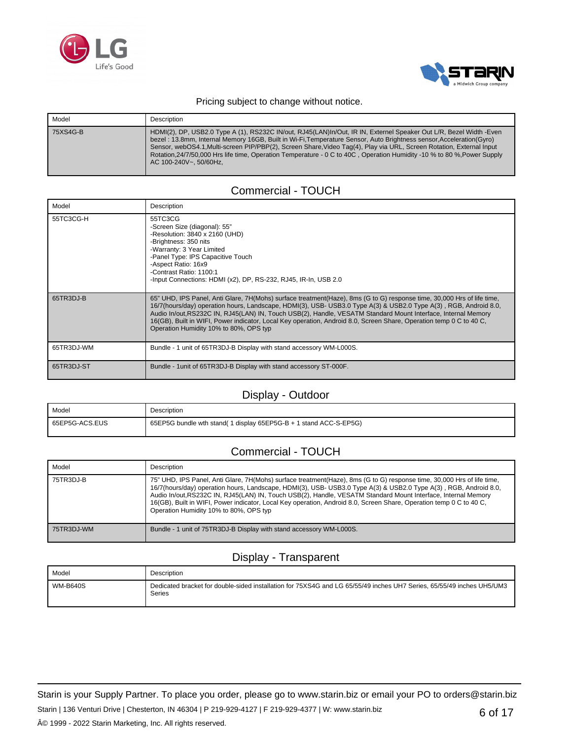Pricing subject to change without notice.

| Model | Description |
|---|---|
| 75XS4G-B | HDMI(2), DP, USB2.0 Type A (1), RS232C IN/out, RJ45(LAN)In/Out, IR IN, Externel Speaker Out L/R, Bezel Width -Even bezel : 13.8mm, Internal Memory 16GB, Built in Wi-Fi,Temperature Sensor, Auto Brightness sensor,Acceleration(Gyro) Sensor, webOS4.1,Multi-screen PIP/PBP(2), Screen Share,Video Tag(4), Play via URL, Screen Rotation, External Input Rotation,24/7/50,000 Hrs life time, Operation Temperature - 0 C to 40C , Operation Humidity -10 % to 80 %,Power Supply AC 100-240V~, 50/60Hz, |

## Commercial - TOUCH

| Model | Description |
|---|---|
| 55TC3CG-H | 55TC3CG<br>-Screen Size (diagonal): 55"<br>-Resolution: 3840 x 2160 (UHD)<br>-Brightness: 350 nits<br>-Warranty: 3 Year Limited<br>-Panel Type: IPS Capacitive Touch<br>-Aspect Ratio: 16x9<br>-Contrast Ratio: 1100:1<br>-Input Connections: HDMI (x2), DP, RS-232, RJ45, IR-In, USB 2.0 |
| 65TR3DJ-B | 65" UHD, IPS Panel, Anti Glare, 7H(Mohs) surface treatment(Haze), 8ms (G to G) response time, 30,000 Hrs of life time, 16/7(hours/day) operation hours, Landscape, HDMI(3), USB- USB3.0 Type A(3) & USB2.0 Type A(3) , RGB, Android 8.0, Audio In/out,RS232C IN, RJ45(LAN) IN, Touch USB(2), Handle, VESATM Standard Mount Interface, Internal Memory 16(GB), Built in WIFI, Power indicator, Local Key operation, Android 8.0, Screen Share, Operation temp 0 C to 40 C, Operation Humidity 10% to 80%, OPS typ |
| 65TR3DJ-WM | Bundle - 1 unit of 65TR3DJ-B Display with stand accessory WM-L000S. |
| 65TR3DJ-ST | Bundle - 1unit of 65TR3DJ-B Display with stand accessory ST-000F. |

## Display - Outdoor

| Model | Description |
|---|---|
| 65EP5G-ACS.EUS | 65EP5G bundle wth stand( 1 display 65EP5G-B + 1 stand ACC-S-EP5G) |

## Commercial - TOUCH

| Model | Description |
|---|---|
| 75TR3DJ-B | 75" UHD, IPS Panel, Anti Glare, 7H(Mohs) surface treatment(Haze), 8ms (G to G) response time, 30,000 Hrs of life time, 16/7(hours/day) operation hours, Landscape, HDMI(3), USB- USB3.0 Type A(3) & USB2.0 Type A(3) , RGB, Android 8.0, Audio In/out,RS232C IN, RJ45(LAN) IN, Touch USB(2), Handle, VESATM Standard Mount Interface, Internal Memory 16(GB), Built in WIFI, Power indicator, Local Key operation, Android 8.0, Screen Share, Operation temp 0 C to 40 C, Operation Humidity 10% to 80%, OPS typ |
| 75TR3DJ-WM | Bundle - 1 unit of 75TR3DJ-B Display with stand accessory WM-L000S. |

## Display - Transparent

| Model | Description |
|---|---|
| WM-B640S | Dedicated bracket for double-sided installation for 75XS4G and LG 65/55/49 inches UH7 Series, 65/55/49 inches UH5/UM3 Series |

Starin is your Supply Partner. To place you order, please go to www.starin.biz or email your PO to orders@starin.biz

Starin | 136 Venturi Drive | Chesterton, IN 46304 | P 219-929-4127 | F 219-929-4377 | W: www.starin.biz

Â© 1999 - 2022 Starin Marketing, Inc. All rights reserved.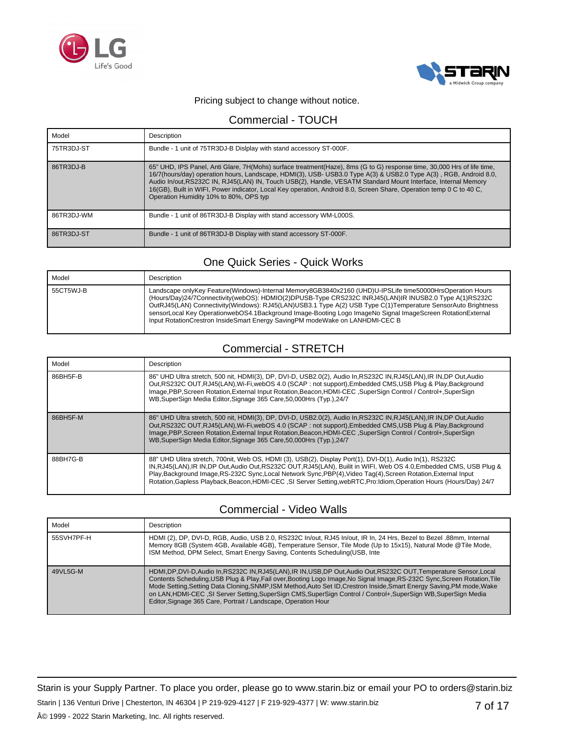Pricing subject to change without notice.

## Commercial - TOUCH

| Model | Description |
|---|---|
| 75TR3DJ-ST | Bundle - 1 unit of 75TR3DJ-B Dislplay with stand accessory ST-000F. |
| 86TR3DJ-B | 65" UHD, IPS Panel, Anti Glare, 7H(Mohs) surface treatment(Haze), 8ms (G to G) response time, 30,000 Hrs of life time, 16/7(hours/day) operation hours, Landscape, HDMI(3), USB- USB3.0 Type A(3) & USB2.0 Type A(3) , RGB, Android 8.0, Audio In/out,RS232C IN, RJ45(LAN) IN, Touch USB(2), Handle, VESATM Standard Mount Interface, Internal Memory 16(GB), Built in WIFI, Power indicator, Local Key operation, Android 8.0, Screen Share, Operation temp 0 C to 40 C, Operation Humidity 10% to 80%, OPS typ |
| 86TR3DJ-WM | Bundle - 1 unit of 86TR3DJ-B Display with stand accessory WM-L000S. |
| 86TR3DJ-ST | Bundle - 1 unit of 86TR3DJ-B Display with stand accessory ST-000F. |

## One Quick Series - Quick Works

| Model | Description |
|---|---|
| 55CT5WJ-B | Landscape onlyKey Feature(Windows)-Internal Memory8GB3840x2160 (UHD)U-IPSLife time50000HrsOperation Hours (Hours/Day)24/7Connectivity(webOS): HDMIO(2)DPUSB-Type CRS232C INRJ45(LAN)IR INUSB2.0 Type A(1)RS232C OutRJ45(LAN) Connectivity(Windows): RJ45(LAN)USB3.1 Type A(2) USB Type C(1)Temperature SensorAuto Brightness sensorLocal Key OperationwebOS4.1Background Image-Booting Logo ImageNo Signal ImageScreen RotationExternal Input RotationCrestron InsideSmart Energy SavingPM modeWake on LANHDMI-CEC B |

## Commercial - STRETCH

| Model | Description |
|---|---|
| 86BH5F-B | 86" UHD Ultra stretch, 500 nit, HDMI(3), DP, DVI-D, USB2.0(2), Audio In,RS232C IN,RJ45(LAN),IR IN,DP Out,Audio Out,RS232C OUT,RJ45(LAN),Wi-Fi,webOS 4.0 (SCAP : not support),Embedded CMS,USB Plug & Play,Background Image,PBP,Screen Rotation,External Input Rotation,Beacon,HDMI-CEC ,SuperSign Control / Control+,SuperSign WB,SuperSign Media Editor,Signage 365 Care,50,000Hrs (Typ.),24/7 |
| 86BH5F-M | 86" UHD Ultra stretch, 500 nit, HDMI(3), DP, DVI-D, USB2.0(2), Audio In,RS232C IN,RJ45(LAN),IR IN,DP Out,Audio Out,RS232C OUT,RJ45(LAN),Wi-Fi,webOS 4.0 (SCAP : not support),Embedded CMS,USB Plug & Play,Background Image,PBP,Screen Rotation,External Input Rotation,Beacon,HDMI-CEC ,SuperSign Control / Control+,SuperSign WB,SuperSign Media Editor,Signage 365 Care,50,000Hrs (Typ.),24/7 |
| 88BH7G-B | 88" UHD Ulitra stretch, 700nit, Web OS, HDMI (3), USB(2), Display Port(1), DVI-D(1), Audio In(1), RS232C IN,RJ45(LAN),IR IN,DP Out,Audio Out,RS232C OUT,RJ45(LAN), Builit in WIFI, Web OS 4.0,Embedded CMS, USB Plug & Play,Background Image,RS-232C Sync,Local Network Sync,PBP(4),Video Tag(4),Screen Rotation,External Input Rotation,Gapless Playback,Beacon,HDMI-CEC ,SI Server Setting,webRTC,Pro:Idiom,Operation Hours (Hours/Day) 24/7 |

## Commercial - Video Walls

| Model | Description |
|---|---|
| 55SVH7PF-H | HDMI (2), DP, DVI-D, RGB, Audio, USB 2.0, RS232C In/out, RJ45 In/out, IR In, 24 Hrs, Bezel to Bezel .88mm, Internal Memory 8GB (System 4GB, Available 4GB), Temperature Sensor, Tile Mode (Up to 15x15), Natural Mode @Tile Mode, ISM Method, DPM Select, Smart Energy Saving, Contents Scheduling(USB, Inte |
| 49VL5G-M | HDMI,DP,DVI-D,Audio In,RS232C IN,RJ45(LAN),IR IN,USB,DP Out,Audio Out,RS232C OUT,Temperature Sensor,Local Contents Scheduling,USB Plug & Play,Fail over,Booting Logo Image,No Signal Image,RS-232C Sync,Screen Rotation,Tile Mode Setting,Setting Data Cloning,SNMP,ISM Method,Auto Set ID,Crestron Inside,Smart Energy Saving,PM mode,Wake on LAN,HDMI-CEC ,SI Server Setting,SuperSign CMS,SuperSign Control / Control+,SuperSign WB,SuperSign Media Editor,Signage 365 Care, Portrait / Landscape, Operation Hour |

Starin is your Supply Partner. To place you order, please go to www.starin.biz or email your PO to orders@starin.biz

Starin | 136 Venturi Drive | Chesterton, IN 46304 | P 219-929-4127 | F 219-929-4377 | W: www.starin.biz

Â© 1999 - 2022 Starin Marketing, Inc. All rights reserved.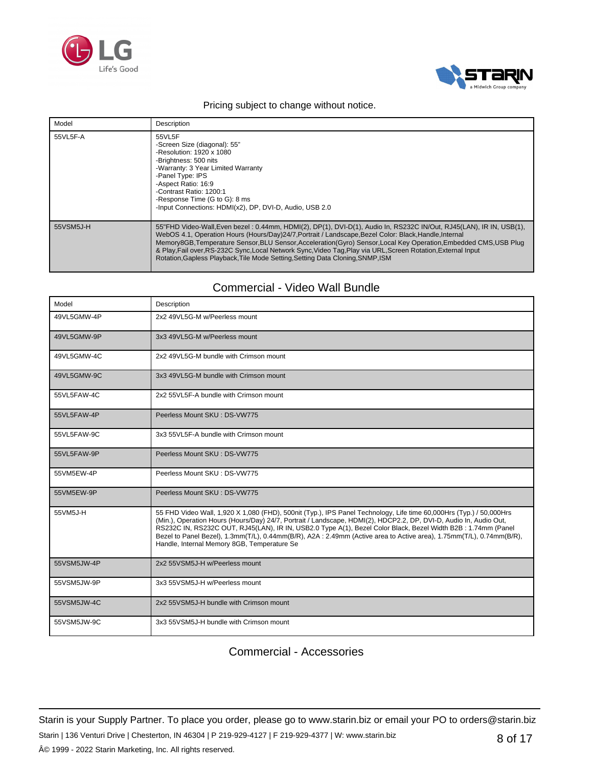Pricing subject to change without notice.

| Model | Description |
|---|---|
| 55VL5F-A | 55VL5F<br>-Screen Size (diagonal): 55"<br>-Resolution: 1920 x 1080<br>-Brightness: 500 nits<br>-Warranty: 3 Year Limited Warranty<br>-Panel Type: IPS<br>-Aspect Ratio: 16:9<br>-Contrast Ratio: 1200:1<br>-Response Time (G to G): 8 ms<br>-Input Connections: HDMI(x2), DP, DVI-D, Audio, USB 2.0 |
| 55VSM5J-H | 55"FHD Video-Wall,Even bezel : 0.44mm, HDMI(2), DP(1), DVI-D(1), Audio In, RS232C IN/Out, RJ45(LAN), IR IN, USB(1), WebOS 4.1, Operation Hours (Hours/Day)24/7,Portrait / Landscape,Bezel Color: Black,Handle,Internal Memory8GB,Temperature Sensor,BLU Sensor,Acceleration(Gyro) Sensor,Local Key Operation,Embedded CMS,USB Plug & Play,Fail over,RS-232C Sync,Local Network Sync,Video Tag,Play via URL,Screen Rotation,External Input Rotation,Gapless Playback,Tile Mode Setting,Setting Data Cloning,SNMP,ISM |

## Commercial - Video Wall Bundle

| Model | Description |
|---|---|
| 49VL5GMW-4P | 2x2 49VL5G-M w/Peerless mount |
| 49VL5GMW-9P | 3x3 49VL5G-M w/Peerless mount |
| 49VL5GMW-4C | 2x2 49VL5G-M bundle with Crimson mount |
| 49VL5GMW-9C | 3x3 49VL5G-M bundle with Crimson mount |
| 55VL5FAW-4C | 2x2 55VL5F-A bundle with Crimson mount |
| 55VL5FAW-4P | Peerless Mount SKU : DS-VW775 |
| 55VL5FAW-9C | 3x3 55VL5F-A bundle with Crimson mount |
| 55VL5FAW-9P | Peerless Mount SKU : DS-VW775 |
| 55VM5EW-4P | Peerless Mount SKU : DS-VW775 |
| 55VM5EW-9P | Peerless Mount SKU : DS-VW775 |
| 55VM5J-H | 55 FHD Video Wall, 1,920 X 1,080 (FHD), 500nit (Typ.), IPS Panel Technology, Life time 60,000Hrs (Typ.) / 50,000Hrs (Min.), Operation Hours (Hours/Day) 24/7, Portrait / Landscape, HDMI(2), HDCP2.2, DP, DVI-D, Audio In, Audio Out, RS232C IN, RS232C OUT, RJ45(LAN), IR IN, USB2.0 Type A(1), Bezel Color Black, Bezel Width B2B : 1.74mm (Panel Bezel to Panel Bezel), 1.3mm(T/L), 0.44mm(B/R), A2A : 2.49mm (Active area to Active area), 1.75mm(T/L), 0.74mm(B/R), Handle, Internal Memory 8GB, Temperature Se |
| 55VSM5JW-4P | 2x2 55VSM5J-H w/Peerless mount |
| 55VSM5JW-9P | 3x3 55VSM5J-H w/Peerless mount |
| 55VSM5JW-4C | 2x2 55VSM5J-H bundle with Crimson mount |
| 55VSM5JW-9C | 3x3 55VSM5J-H bundle with Crimson mount |

## Commercial - Accessories

Starin is your Supply Partner. To place you order, please go to www.starin.biz or email your PO to orders@starin.biz

Starin | 136 Venturi Drive | Chesterton, IN 46304 | P 219-929-4127 | F 219-929-4377 | W: www.starin.biz

Â© 1999 - 2022 Starin Marketing, Inc. All rights reserved.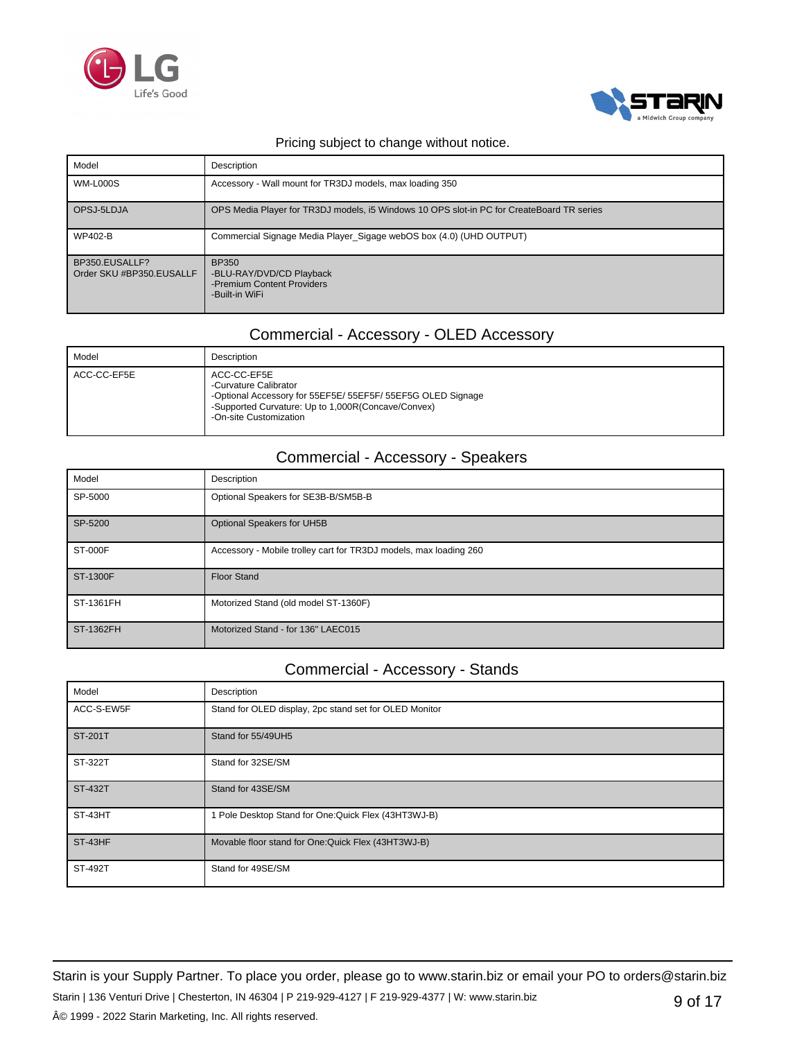Pricing subject to change without notice.

| Model | Description |
| --- | --- |
| WM-L000S | Accessory - Wall mount for TR3DJ models, max loading 350 |
| OPSJ-5LDJA | OPS Media Player for TR3DJ models, i5 Windows 10 OPS slot-in PC for CreateBoard TR series |
| WP402-B | Commercial Signage Media Player_Sigage webOS box (4.0) (UHD OUTPUT) |
| BP350.EUSALLF?<br>Order SKU #BP350.EUSALLF | BP350<br>-BLU-RAY/DVD/CD Playback<br>-Premium Content Providers<br>-Built-in WiFi |

## Commercial - Accessory - OLED Accessory

| Model | Description |
| --- | --- |
| ACC-CC-EF5E | ACC-CC-EF5E<br>-Curvature Calibrator<br>-Optional Accessory for 55EF5E/ 55EF5F/ 55EF5G OLED Signage<br>-Supported Curvature: Up to 1,000R(Concave/Convex)<br>-On-site Customization |

## Commercial - Accessory - Speakers

| Model | Description |
| --- | --- |
| SP-5000 | Optional Speakers for SE3B-B/SM5B-B |
| SP-5200 | Optional Speakers for UH5B |
| ST-000F | Accessory - Mobile trolley cart for TR3DJ models, max loading 260 |
| ST-1300F | Floor Stand |
| ST-1361FH | Motorized Stand (old model ST-1360F) |
| ST-1362FH | Motorized Stand - for 136" LAEC015 |

## Commercial - Accessory - Stands

| Model | Description |
| --- | --- |
| ACC-S-EW5F | Stand for OLED display, 2pc stand set for OLED Monitor |
| ST-201T | Stand for 55/49UH5 |
| ST-322T | Stand for 32SE/SM |
| ST-432T | Stand for 43SE/SM |
| ST-43HT | 1 Pole Desktop Stand for One:Quick Flex (43HT3WJ-B) |
| ST-43HF | Movable floor stand for One:Quick Flex (43HT3WJ-B) |
| ST-492T | Stand for 49SE/SM |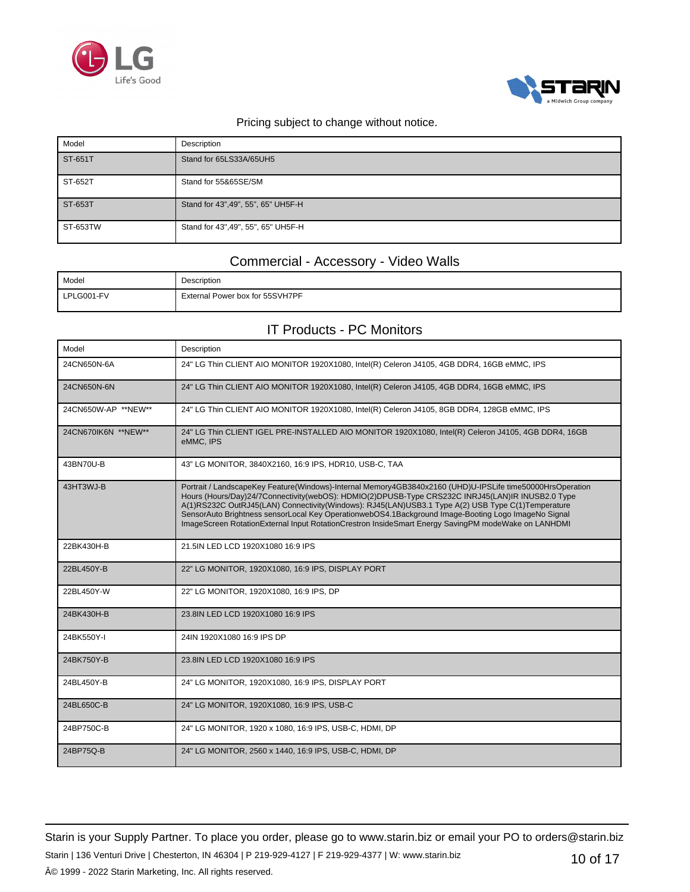Pricing subject to change without notice.

| Model | Description |
| --- | --- |
| ST-651T | Stand for 65LS33A/65UH5 |
| ST-652T | Stand for 55&65SE/SM |
| ST-653T | Stand for 43",49", 55", 65" UH5F-H |
| ST-653TW | Stand for 43",49", 55", 65" UH5F-H |

## Commercial - Accessory - Video Walls

| Model | Description |
| --- | --- |
| LPLG001-FV | External Power box for 55SVH7PF |

## IT Products - PC Monitors

| Model | Description |
| --- | --- |
| 24CN650N-6A | 24" LG Thin CLIENT AIO MONITOR 1920X1080, Intel(R) Celeron J4105, 4GB DDR4, 16GB eMMC, IPS |
| 24CN650N-6N | 24" LG Thin CLIENT AIO MONITOR 1920X1080, Intel(R) Celeron J4105, 4GB DDR4, 16GB eMMC, IPS |
| 24CN650W-AP **NEW** | 24" LG Thin CLIENT AIO MONITOR 1920X1080, Intel(R) Celeron J4105, 8GB DDR4, 128GB eMMC, IPS |
| 24CN670IK6N **NEW** | 24" LG Thin CLIENT IGEL PRE-INSTALLED AIO MONITOR 1920X1080, Intel(R) Celeron J4105, 4GB DDR4, 16GB eMMC, IPS |
| 43BN70U-B | 43" LG MONITOR, 3840X2160, 16:9 IPS, HDR10, USB-C, TAA |
| 43HT3WJ-B | Portrait / LandscapeKey Feature(Windows)-Internal Memory4GB3840x2160 (UHD)U-IPSLife time50000HrsOperation Hours (Hours/Day)24/7Connectivity(webOS): HDMIO(2)DPUSB-Type CRS232C INRJ45(LAN)IR INUSB2.0 Type A(1)RS232C OutRJ45(LAN) Connectivity(Windows): RJ45(LAN)USB3.1 Type A(2) USB Type C(1)Temperature SensorAuto Brightness sensorLocal Key OperationwebOS4.1Background Image-Booting Logo ImageNo Signal ImageScreen RotationExternal Input RotationCrestron InsideSmart Energy SavingPM modeWake on LANHDMI |
| 22BK430H-B | 21.5IN LED LCD 1920X1080 16:9 IPS |
| 22BL450Y-B | 22" LG MONITOR, 1920X1080, 16:9 IPS, DISPLAY PORT |
| 22BL450Y-W | 22" LG MONITOR, 1920X1080, 16:9 IPS, DP |
| 24BK430H-B | 23.8IN LED LCD 1920X1080 16:9 IPS |
| 24BK550Y-I | 24IN 1920X1080 16:9 IPS DP |
| 24BK750Y-B | 23.8IN LED LCD 1920X1080 16:9 IPS |
| 24BL450Y-B | 24" LG MONITOR, 1920X1080, 16:9 IPS, DISPLAY PORT |
| 24BL650C-B | 24" LG MONITOR, 1920X1080, 16:9 IPS, USB-C |
| 24BP750C-B | 24" LG MONITOR, 1920 x 1080, 16:9 IPS, USB-C, HDMI, DP |
| 24BP75Q-B | 24" LG MONITOR, 2560 x 1440, 16:9 IPS, USB-C, HDMI, DP |

Starin is your Supply Partner. To place you order, please go to www.starin.biz or email your PO to orders@starin.biz

Starin | 136 Venturi Drive | Chesterton, IN 46304 | P 219-929-4127 | F 219-929-4377 | W: www.starin.biz

Â© 1999 - 2022 Starin Marketing, Inc. All rights reserved.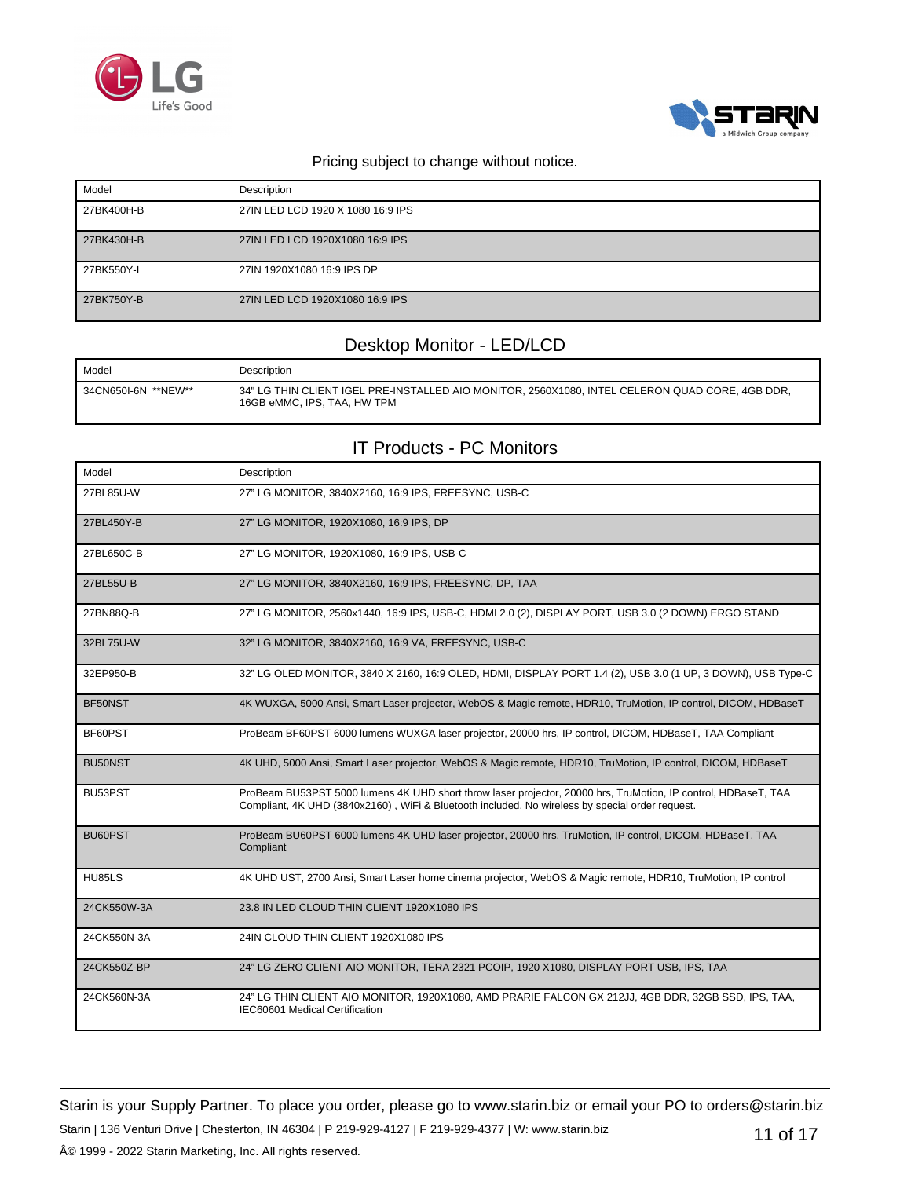Pricing subject to change without notice.

| Model | Description |
|---|---|
| 27BK400H-B | 27IN LED LCD 1920 X 1080 16:9 IPS |
| 27BK430H-B | 27IN LED LCD 1920X1080 16:9 IPS |
| 27BK550Y-I | 27IN 1920X1080 16:9 IPS DP |
| 27BK750Y-B | 27IN LED LCD 1920X1080 16:9 IPS |

## Desktop Monitor - LED/LCD

| Model | Description |
|---|---|
| 34CN650I-6N **NEW** | 34" LG THIN CLIENT IGEL PRE-INSTALLED AIO MONITOR, 2560X1080, INTEL CELERON QUAD CORE, 4GB DDR, 16GB eMMC, IPS, TAA, HW TPM |

## IT Products - PC Monitors

| Model | Description |
|---|---|
| 27BL85U-W | 27" LG MONITOR, 3840X2160, 16:9 IPS, FREESYNC, USB-C |
| 27BL450Y-B | 27" LG MONITOR, 1920X1080, 16:9 IPS, DP |
| 27BL650C-B | 27" LG MONITOR, 1920X1080, 16:9 IPS, USB-C |
| 27BL55U-B | 27" LG MONITOR, 3840X2160, 16:9 IPS, FREESYNC, DP, TAA |
| 27BN88Q-B | 27" LG MONITOR, 2560x1440, 16:9 IPS, USB-C, HDMI 2.0 (2), DISPLAY PORT, USB 3.0 (2 DOWN) ERGO STAND |
| 32BL75U-W | 32" LG MONITOR, 3840X2160, 16:9 VA, FREESYNC, USB-C |
| 32EP950-B | 32" LG OLED MONITOR, 3840 X 2160, 16:9 OLED, HDMI, DISPLAY PORT 1.4 (2), USB 3.0 (1 UP, 3 DOWN), USB Type-C |
| BF50NST | 4K WUXGA, 5000 Ansi, Smart Laser projector, WebOS & Magic remote, HDR10, TruMotion, IP control, DICOM, HDBaseT |
| BF60PST | ProBeam BF60PST 6000 lumens WUXGA laser projector, 20000 hrs, IP control, DICOM, HDBaseT, TAA Compliant |
| BU50NST | 4K UHD, 5000 Ansi, Smart Laser projector, WebOS & Magic remote, HDR10, TruMotion, IP control, DICOM, HDBaseT |
| BU53PST | ProBeam BU53PST 5000 lumens 4K UHD short throw laser projector, 20000 hrs, TruMotion, IP control, HDBaseT, TAA Compliant, 4K UHD (3840x2160) , WiFi & Bluetooth included. No wireless by special order request. |
| BU60PST | ProBeam BU60PST 6000 lumens 4K UHD laser projector, 20000 hrs, TruMotion, IP control, DICOM, HDBaseT, TAA Compliant |
| HU85LS | 4K UHD UST, 2700 Ansi, Smart Laser home cinema projector, WebOS & Magic remote, HDR10, TruMotion, IP control |
| 24CK550W-3A | 23.8 IN LED CLOUD THIN CLIENT 1920X1080 IPS |
| 24CK550N-3A | 24IN CLOUD THIN CLIENT 1920X1080 IPS |
| 24CK550Z-BP | 24" LG ZERO CLIENT AIO MONITOR, TERA 2321 PCOIP, 1920 X1080, DISPLAY PORT USB, IPS, TAA |
| 24CK560N-3A | 24" LG THIN CLIENT AIO MONITOR, 1920X1080, AMD PRARIE FALCON GX 212JJ, 4GB DDR, 32GB SSD, IPS, TAA, IEC60601 Medical Certification |

Starin is your Supply Partner. To place you order, please go to www.starin.biz or email your PO to orders@starin.biz

Starin | 136 Venturi Drive | Chesterton, IN 46304 | P 219-929-4127 | F 219-929-4377 | W: www.starin.biz

Â© 1999 - 2022 Starin Marketing, Inc. All rights reserved.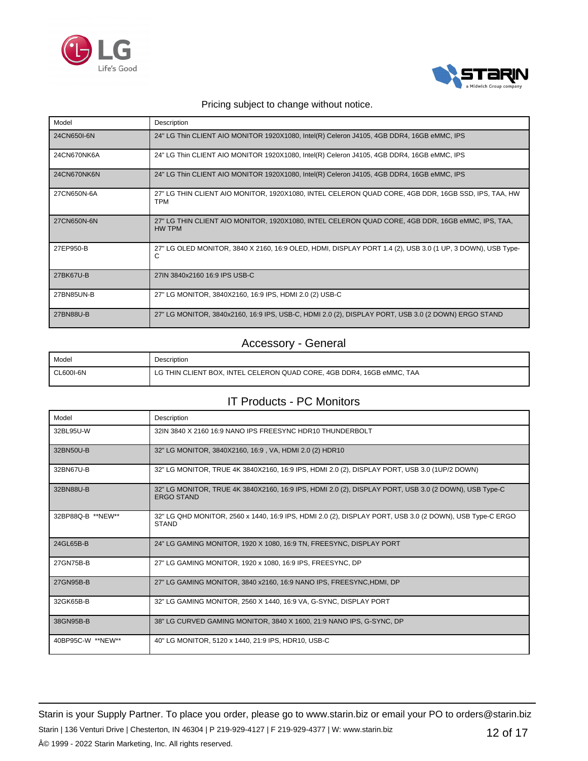Pricing subject to change without notice.

| Model | Description |
|---|---|
| 24CN650I-6N | 24" LG Thin CLIENT AIO MONITOR 1920X1080, Intel(R) Celeron J4105, 4GB DDR4, 16GB eMMC, IPS |
| 24CN670NK6A | 24" LG Thin CLIENT AIO MONITOR 1920X1080, Intel(R) Celeron J4105, 4GB DDR4, 16GB eMMC, IPS |
| 24CN670NK6N | 24" LG Thin CLIENT AIO MONITOR 1920X1080, Intel(R) Celeron J4105, 4GB DDR4, 16GB eMMC, IPS |
| 27CN650N-6A | 27" LG THIN CLIENT AIO MONITOR, 1920X1080, INTEL CELERON QUAD CORE, 4GB DDR, 16GB SSD, IPS, TAA, HW TPM |
| 27CN650N-6N | 27" LG THIN CLIENT AIO MONITOR, 1920X1080, INTEL CELERON QUAD CORE, 4GB DDR, 16GB eMMC, IPS, TAA, HW TPM |
| 27EP950-B | 27" LG OLED MONITOR, 3840 X 2160, 16:9 OLED, HDMI, DISPLAY PORT 1.4 (2), USB 3.0 (1 UP, 3 DOWN), USB Type-C |
| 27BK67U-B | 27IN 3840x2160 16:9 IPS USB-C |
| 27BN85UN-B | 27" LG MONITOR, 3840X2160, 16:9 IPS, HDMI 2.0 (2) USB-C |
| 27BN88U-B | 27" LG MONITOR, 3840x2160, 16:9 IPS, USB-C, HDMI 2.0 (2), DISPLAY PORT, USB 3.0 (2 DOWN) ERGO STAND |

## Accessory - General

| Model | Description |
|---|---|
| CL600I-6N | LG THIN CLIENT BOX, INTEL CELERON QUAD CORE, 4GB DDR4, 16GB eMMC, TAA |

## IT Products - PC Monitors

| Model | Description |
|---|---|
| 32BL95U-W | 32IN 3840 X 2160 16:9 NANO IPS FREESYNC HDR10 THUNDERBOLT |
| 32BN50U-B | 32" LG MONITOR, 3840X2160, 16:9 , VA, HDMI 2.0 (2) HDR10 |
| 32BN67U-B | 32" LG MONITOR, TRUE 4K 3840X2160, 16:9 IPS, HDMI 2.0 (2), DISPLAY PORT, USB 3.0 (1UP/2 DOWN) |
| 32BN88U-B | 32" LG MONITOR, TRUE 4K 3840X2160, 16:9 IPS, HDMI 2.0 (2), DISPLAY PORT, USB 3.0 (2 DOWN), USB Type-C ERGO STAND |
| 32BP88Q-B **NEW** | 32" LG QHD MONITOR, 2560 x 1440, 16:9 IPS, HDMI 2.0 (2), DISPLAY PORT, USB 3.0 (2 DOWN), USB Type-C ERGO STAND |
| 24GL65B-B | 24" LG GAMING MONITOR, 1920 X 1080, 16:9 TN, FREESYNC, DISPLAY PORT |
| 27GN75B-B | 27" LG GAMING MONITOR, 1920 x 1080, 16:9 IPS, FREESYNC, DP |
| 27GN95B-B | 27" LG GAMING MONITOR, 3840 x2160, 16:9 NANO IPS, FREESYNC,HDMI, DP |
| 32GK65B-B | 32" LG GAMING MONITOR, 2560 X 1440, 16:9 VA, G-SYNC, DISPLAY PORT |
| 38GN95B-B | 38" LG CURVED GAMING MONITOR, 3840 X 1600, 21:9 NANO IPS, G-SYNC, DP |
| 40BP95C-W **NEW** | 40" LG MONITOR, 5120 x 1440, 21:9 IPS, HDR10, USB-C |

Starin is your Supply Partner. To place you order, please go to www.starin.biz or email your PO to orders@starin.biz

Starin | 136 Venturi Drive | Chesterton, IN 46304 | P 219-929-4127 | F 219-929-4377 | W: www.starin.biz

Â© 1999 - 2022 Starin Marketing, Inc. All rights reserved.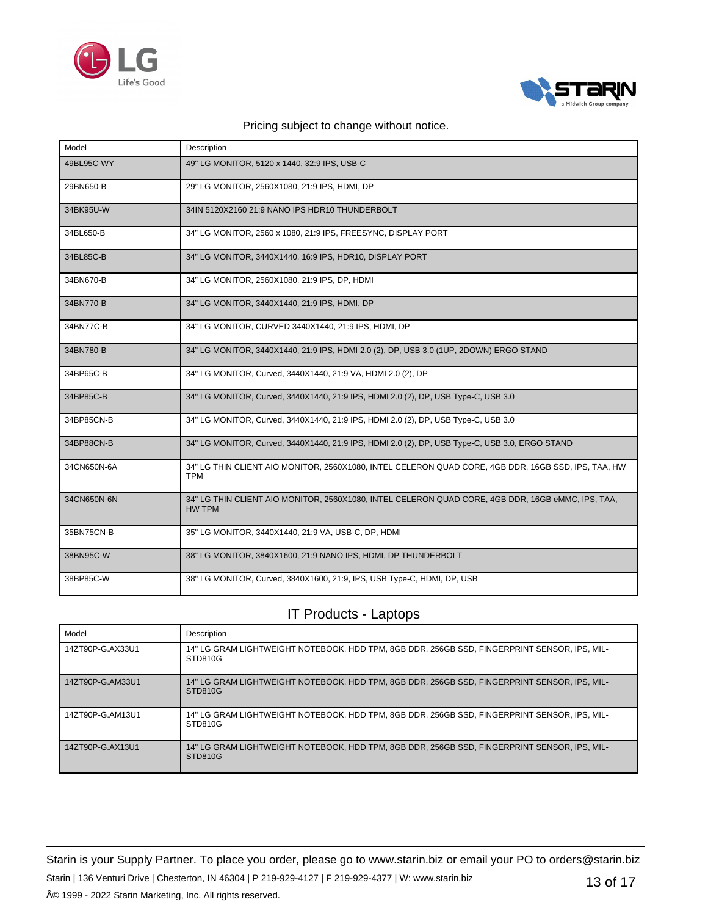Pricing subject to change without notice.

| Model | Description |
|---|---|
| 49BL95C-WY | 49" LG MONITOR, 5120 x 1440, 32:9 IPS, USB-C |
| 29BN650-B | 29" LG MONITOR, 2560X1080, 21:9 IPS, HDMI, DP |
| 34BK95U-W | 34IN 5120X2160 21:9 NANO IPS HDR10 THUNDERBOLT |
| 34BL650-B | 34" LG MONITOR, 2560 x 1080, 21:9 IPS, FREESYNC, DISPLAY PORT |
| 34BL85C-B | 34" LG MONITOR, 3440X1440, 16:9 IPS, HDR10, DISPLAY PORT |
| 34BN670-B | 34" LG MONITOR, 2560X1080, 21:9 IPS, DP, HDMI |
| 34BN770-B | 34" LG MONITOR, 3440X1440, 21:9 IPS, HDMI, DP |
| 34BN77C-B | 34" LG MONITOR, CURVED 3440X1440, 21:9 IPS, HDMI, DP |
| 34BN780-B | 34" LG MONITOR, 3440X1440, 21:9 IPS, HDMI 2.0 (2), DP, USB 3.0 (1UP, 2DOWN) ERGO STAND |
| 34BP65C-B | 34" LG MONITOR, Curved, 3440X1440, 21:9 VA, HDMI 2.0 (2), DP |
| 34BP85C-B | 34" LG MONITOR, Curved, 3440X1440, 21:9 IPS, HDMI 2.0 (2), DP, USB Type-C, USB 3.0 |
| 34BP85CN-B | 34" LG MONITOR, Curved, 3440X1440, 21:9 IPS, HDMI 2.0 (2), DP, USB Type-C, USB 3.0 |
| 34BP88CN-B | 34" LG MONITOR, Curved, 3440X1440, 21:9 IPS, HDMI 2.0 (2), DP, USB Type-C, USB 3.0, ERGO STAND |
| 34CN650N-6A | 34" LG THIN CLIENT AIO MONITOR, 2560X1080, INTEL CELERON QUAD CORE, 4GB DDR, 16GB SSD, IPS, TAA, HW TPM |
| 34CN650N-6N | 34" LG THIN CLIENT AIO MONITOR, 2560X1080, INTEL CELERON QUAD CORE, 4GB DDR, 16GB eMMC, IPS, TAA, HW TPM |
| 35BN75CN-B | 35" LG MONITOR, 3440X1440, 21:9 VA, USB-C, DP, HDMI |
| 38BN95C-W | 38" LG MONITOR, 3840X1600, 21:9 NANO IPS, HDMI, DP THUNDERBOLT |
| 38BP85C-W | 38" LG MONITOR, Curved, 3840X1600, 21:9, IPS, USB Type-C, HDMI, DP, USB |

## IT Products - Laptops

| Model | Description |
|---|---|
| 14ZT90P-G.AX33U1 | 14" LG GRAM LIGHTWEIGHT NOTEBOOK, HDD TPM, 8GB DDR, 256GB SSD, FINGERPRINT SENSOR, IPS, MIL-STD810G |
| 14ZT90P-G.AM33U1 | 14" LG GRAM LIGHTWEIGHT NOTEBOOK, HDD TPM, 8GB DDR, 256GB SSD, FINGERPRINT SENSOR, IPS, MIL-STD810G |
| 14ZT90P-G.AM13U1 | 14" LG GRAM LIGHTWEIGHT NOTEBOOK, HDD TPM, 8GB DDR, 256GB SSD, FINGERPRINT SENSOR, IPS, MIL-STD810G |
| 14ZT90P-G.AX13U1 | 14" LG GRAM LIGHTWEIGHT NOTEBOOK, HDD TPM, 8GB DDR, 256GB SSD, FINGERPRINT SENSOR, IPS, MIL-STD810G |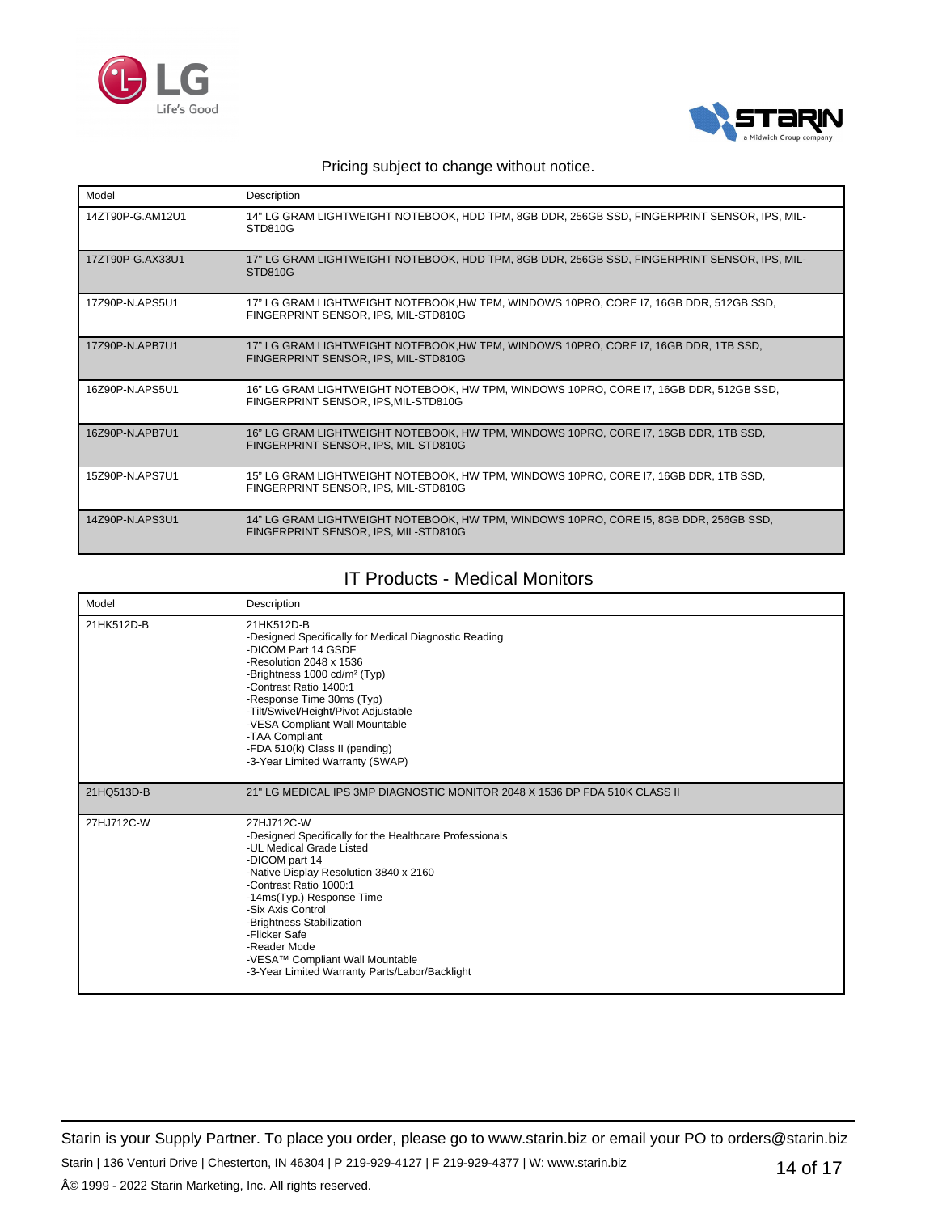Pricing subject to change without notice.

| Model | Description |
|---|---|
| 14ZT90P-G.AM12U1 | 14" LG GRAM LIGHTWEIGHT NOTEBOOK, HDD TPM, 8GB DDR, 256GB SSD, FINGERPRINT SENSOR, IPS, MIL-STD810G |
| 17ZT90P-G.AX33U1 | 17" LG GRAM LIGHTWEIGHT NOTEBOOK, HDD TPM, 8GB DDR, 256GB SSD, FINGERPRINT SENSOR, IPS, MIL-STD810G |
| 17Z90P-N.APS5U1 | 17" LG GRAM LIGHTWEIGHT NOTEBOOK,HW TPM, WINDOWS 10PRO, CORE I7, 16GB DDR, 512GB SSD, FINGERPRINT SENSOR, IPS, MIL-STD810G |
| 17Z90P-N.APB7U1 | 17" LG GRAM LIGHTWEIGHT NOTEBOOK,HW TPM, WINDOWS 10PRO, CORE I7, 16GB DDR, 1TB SSD, FINGERPRINT SENSOR, IPS, MIL-STD810G |
| 16Z90P-N.APS5U1 | 16" LG GRAM LIGHTWEIGHT NOTEBOOK, HW TPM, WINDOWS 10PRO, CORE I7, 16GB DDR, 512GB SSD, FINGERPRINT SENSOR, IPS,MIL-STD810G |
| 16Z90P-N.APB7U1 | 16" LG GRAM LIGHTWEIGHT NOTEBOOK, HW TPM, WINDOWS 10PRO, CORE I7, 16GB DDR, 1TB SSD, FINGERPRINT SENSOR, IPS, MIL-STD810G |
| 15Z90P-N.APS7U1 | 15" LG GRAM LIGHTWEIGHT NOTEBOOK, HW TPM, WINDOWS 10PRO, CORE I7, 16GB DDR, 1TB SSD, FINGERPRINT SENSOR, IPS, MIL-STD810G |
| 14Z90P-N.APS3U1 | 14" LG GRAM LIGHTWEIGHT NOTEBOOK, HW TPM, WINDOWS 10PRO, CORE I5, 8GB DDR, 256GB SSD, FINGERPRINT SENSOR, IPS, MIL-STD810G |

## IT Products - Medical Monitors

| Model | Description |
|---|---|
| 21HK512D-B | 21HK512D-B<br>-Designed Specifically for Medical Diagnostic Reading<br>-DICOM Part 14 GSDF<br>-Resolution 2048 x 1536<br>-Brightness 1000 cd/m² (Typ)<br>-Contrast Ratio 1400:1<br>-Response Time 30ms (Typ)<br>-Tilt/Swivel/Height/Pivot Adjustable<br>-VESA Compliant Wall Mountable<br>-TAA Compliant<br>-FDA 510(k) Class II (pending)<br>-3-Year Limited Warranty (SWAP) |
| 21HQ513D-B | 21" LG MEDICAL IPS 3MP DIAGNOSTIC MONITOR 2048 X 1536 DP FDA 510K CLASS II |
| 27HJ712C-W | 27HJ712C-W<br>-Designed Specifically for the Healthcare Professionals<br>-UL Medical Grade Listed<br>-DICOM part 14<br>-Native Display Resolution 3840 x 2160<br>-Contrast Ratio 1000:1<br>-14ms(Typ.) Response Time<br>-Six Axis Control<br>-Brightness Stabilization<br>-Flicker Safe<br>-Reader Mode<br>-VESA™ Compliant Wall Mountable<br>-3-Year Limited Warranty Parts/Labor/Backlight |

Starin is your Supply Partner. To place you order, please go to www.starin.biz or email your PO to orders@starin.biz

Starin | 136 Venturi Drive | Chesterton, IN 46304 | P 219-929-4127 | F 219-929-4377 | W: www.starin.biz

Â© 1999 - 2022 Starin Marketing, Inc. All rights reserved.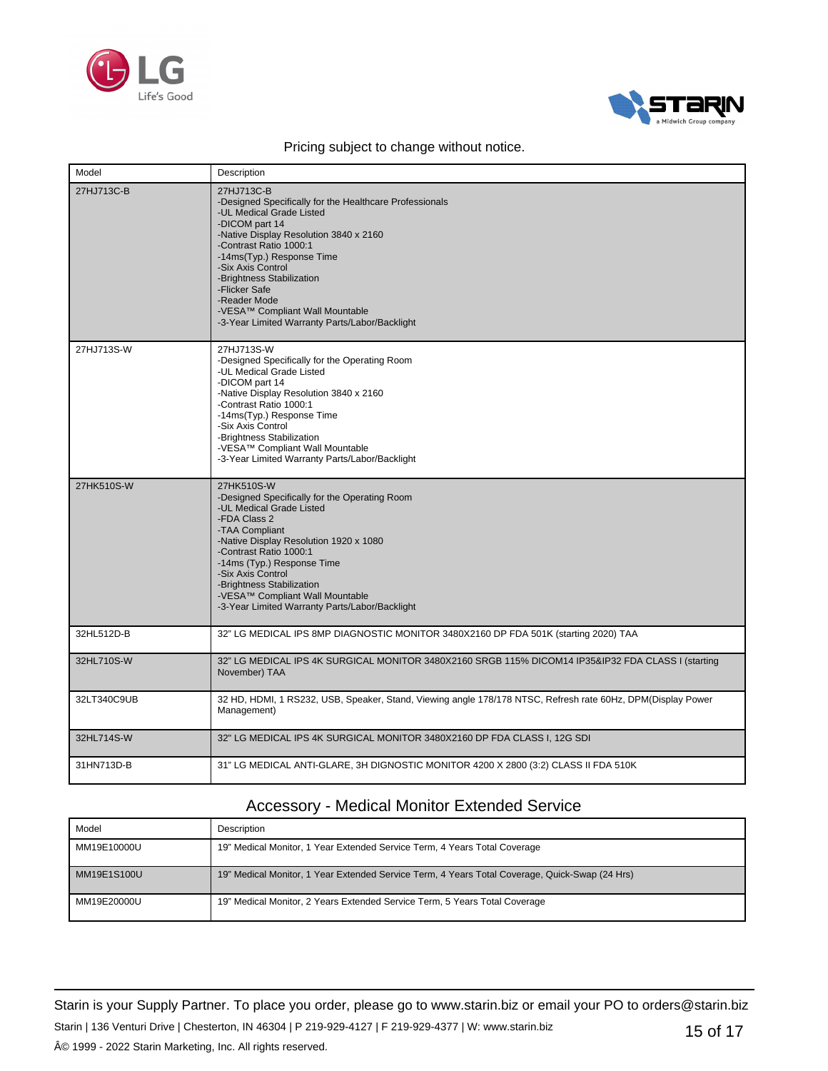Pricing subject to change without notice.

| Model | Description |
|---|---|
| 27HJ713C-B | 27HJ713C-B<br>-Designed Specifically for the Healthcare Professionals<br>-UL Medical Grade Listed<br>-DICOM part 14<br>-Native Display Resolution 3840 x 2160<br>-Contrast Ratio 1000:1<br>-14ms(Typ.) Response Time<br>-Six Axis Control<br>-Brightness Stabilization<br>-Flicker Safe<br>-Reader Mode<br>-VESA™ Compliant Wall Mountable<br>-3-Year Limited Warranty Parts/Labor/Backlight |
| 27HJ713S-W | 27HJ713S-W<br>-Designed Specifically for the Operating Room<br>-UL Medical Grade Listed<br>-DICOM part 14<br>-Native Display Resolution 3840 x 2160<br>-Contrast Ratio 1000:1<br>-14ms(Typ.) Response Time<br>-Six Axis Control<br>-Brightness Stabilization<br>-VESA™ Compliant Wall Mountable<br>-3-Year Limited Warranty Parts/Labor/Backlight |
| 27HK510S-W | 27HK510S-W<br>-Designed Specifically for the Operating Room<br>-UL Medical Grade Listed<br>-FDA Class 2<br>-TAA Compliant<br>-Native Display Resolution 1920 x 1080<br>-Contrast Ratio 1000:1<br>-14ms (Typ.) Response Time<br>-Six Axis Control<br>-Brightness Stabilization<br>-VESA™ Compliant Wall Mountable<br>-3-Year Limited Warranty Parts/Labor/Backlight |
| 32HL512D-B | 32" LG MEDICAL IPS 8MP DIAGNOSTIC MONITOR 3480X2160 DP FDA 501K (starting 2020) TAA |
| 32HL710S-W | 32" LG MEDICAL IPS 4K SURGICAL MONITOR 3480X2160 SRGB 115% DICOM14 IP35&IP32 FDA CLASS I (starting November) TAA |
| 32LT340C9UB | 32 HD, HDMI, 1 RS232, USB, Speaker, Stand, Viewing angle 178/178 NTSC, Refresh rate 60Hz, DPM(Display Power Management) |
| 32HL714S-W | 32" LG MEDICAL IPS 4K SURGICAL MONITOR 3480X2160 DP FDA CLASS I, 12G SDI |
| 31HN713D-B | 31" LG MEDICAL ANTI-GLARE, 3H DIGNOSTIC MONITOR 4200 X 2800 (3:2) CLASS II FDA 510K |

## Accessory - Medical Monitor Extended Service

| Model | Description |
|---|---|
| MM19E10000U | 19" Medical Monitor, 1 Year Extended Service Term, 4 Years Total Coverage |
| MM19E1S100U | 19" Medical Monitor, 1 Year Extended Service Term, 4 Years Total Coverage, Quick-Swap (24 Hrs) |
| MM19E20000U | 19" Medical Monitor, 2 Years Extended Service Term, 5 Years Total Coverage |

Starin is your Supply Partner. To place you order, please go to www.starin.biz or email your PO to orders@starin.biz

Starin | 136 Venturi Drive | Chesterton, IN 46304 | P 219-929-4127 | F 219-929-4377 | W: www.starin.biz

Â© 1999 - 2022 Starin Marketing, Inc. All rights reserved.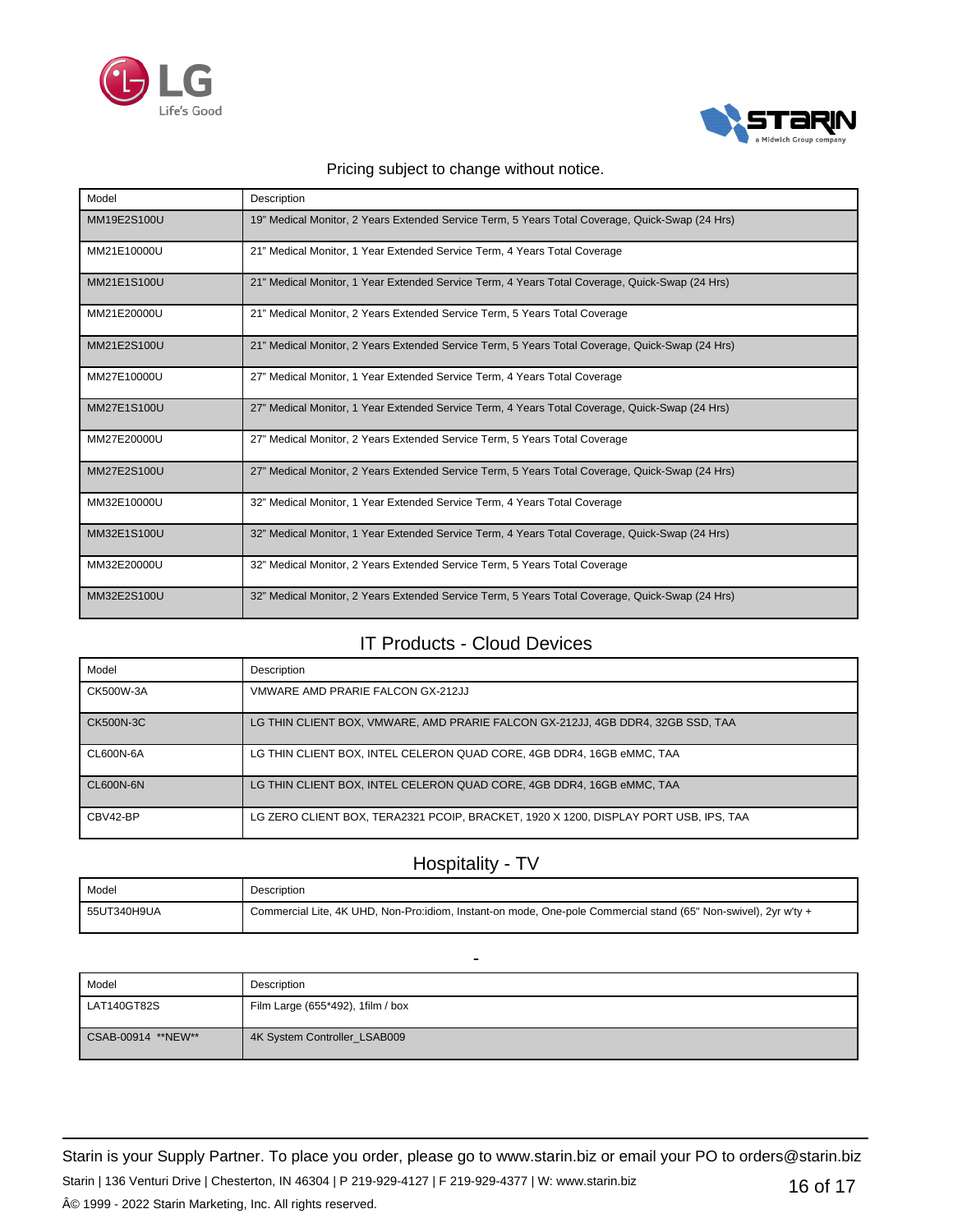Pricing subject to change without notice.

| Model | Description |
|---|---|
| MM19E2S100U | 19" Medical Monitor, 2 Years Extended Service Term, 5 Years Total Coverage, Quick-Swap (24 Hrs) |
| MM21E10000U | 21" Medical Monitor, 1 Year Extended Service Term, 4 Years Total Coverage |
| MM21E1S100U | 21" Medical Monitor, 1 Year Extended Service Term, 4 Years Total Coverage, Quick-Swap (24 Hrs) |
| MM21E20000U | 21" Medical Monitor, 2 Years Extended Service Term, 5 Years Total Coverage |
| MM21E2S100U | 21" Medical Monitor, 2 Years Extended Service Term, 5 Years Total Coverage, Quick-Swap (24 Hrs) |
| MM27E10000U | 27" Medical Monitor, 1 Year Extended Service Term, 4 Years Total Coverage |
| MM27E1S100U | 27" Medical Monitor, 1 Year Extended Service Term, 4 Years Total Coverage, Quick-Swap (24 Hrs) |
| MM27E20000U | 27" Medical Monitor, 2 Years Extended Service Term, 5 Years Total Coverage |
| MM27E2S100U | 27" Medical Monitor, 2 Years Extended Service Term, 5 Years Total Coverage, Quick-Swap (24 Hrs) |
| MM32E10000U | 32" Medical Monitor, 1 Year Extended Service Term, 4 Years Total Coverage |
| MM32E1S100U | 32" Medical Monitor, 1 Year Extended Service Term, 4 Years Total Coverage, Quick-Swap (24 Hrs) |
| MM32E20000U | 32" Medical Monitor, 2 Years Extended Service Term, 5 Years Total Coverage |
| MM32E2S100U | 32" Medical Monitor, 2 Years Extended Service Term, 5 Years Total Coverage, Quick-Swap (24 Hrs) |

## IT Products - Cloud Devices

| Model | Description |
|---|---|
| CK500W-3A | VMWARE AMD PRARIE FALCON GX-212JJ |
| CK500N-3C | LG THIN CLIENT BOX, VMWARE, AMD PRARIE FALCON GX-212JJ, 4GB DDR4, 32GB SSD, TAA |
| CL600N-6A | LG THIN CLIENT BOX, INTEL CELERON QUAD CORE, 4GB DDR4, 16GB eMMC, TAA |
| CL600N-6N | LG THIN CLIENT BOX, INTEL CELERON QUAD CORE, 4GB DDR4, 16GB eMMC, TAA |
| CBV42-BP | LG ZERO CLIENT BOX, TERA2321 PCOIP, BRACKET, 1920 X 1200, DISPLAY PORT USB, IPS, TAA |

## Hospitality - TV

| Model | Description |
|---|---|
| 55UT340H9UA | Commercial Lite, 4K UHD, Non-Pro:idiom, Instant-on mode, One-pole Commercial stand (65" Non-swivel), 2yr w'ty + |

## -

| Model | Description |
|---|---|
| LAT140GT82S | Film Large (655*492), 1film / box |
| CSAB-00914 **NEW** | 4K System Controller_LSAB009 |

Starin is your Supply Partner. To place you order, please go to www.starin.biz or email your PO to orders@starin.biz

Starin | 136 Venturi Drive | Chesterton, IN 46304 | P 219-929-4127 | F 219-929-4377 | W: www.starin.biz

Â© 1999 - 2022 Starin Marketing, Inc. All rights reserved.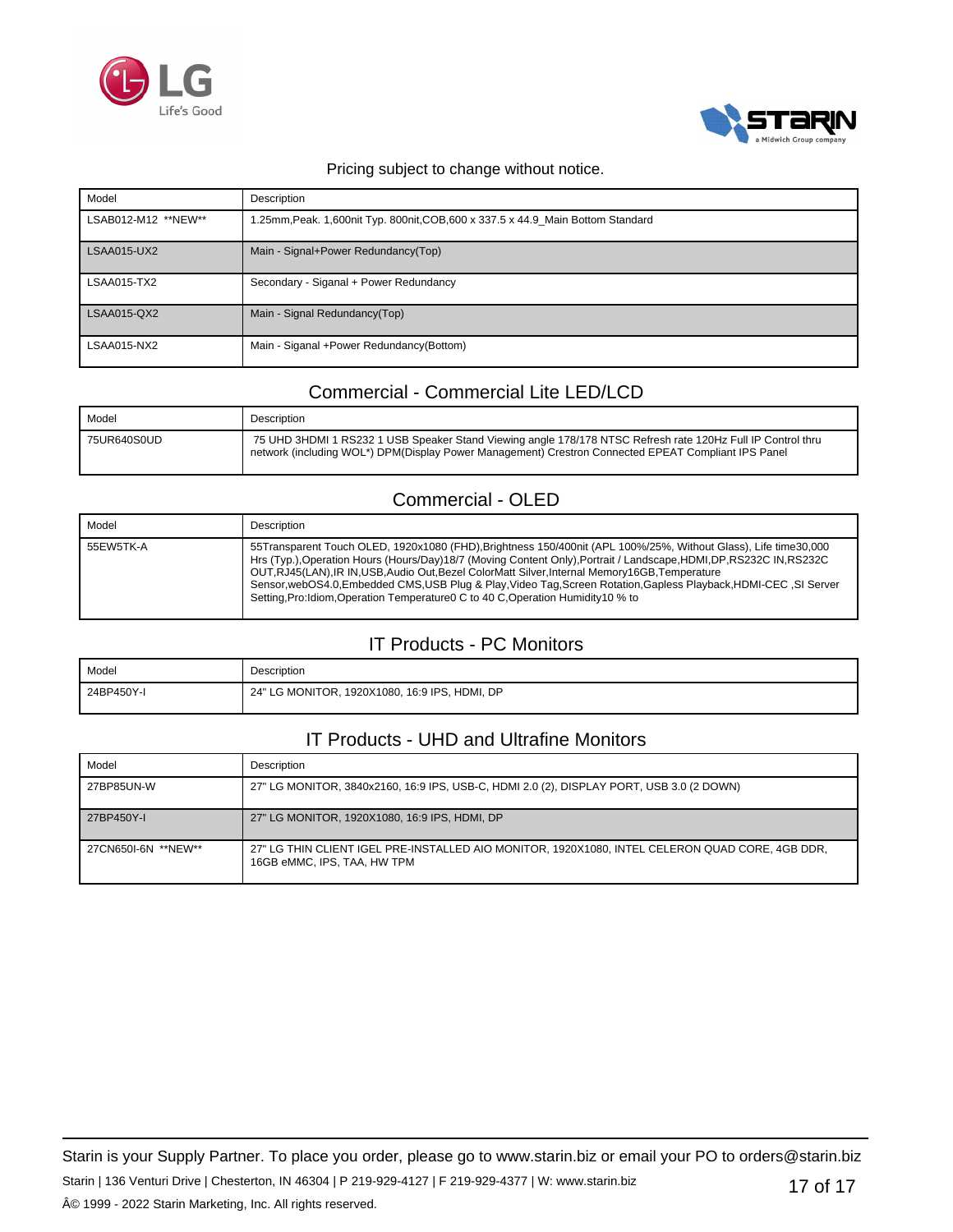Pricing subject to change without notice.

| Model | Description |
|---|---|
| LSAB012-M12 **NEW** | 1.25mm,Peak. 1,600nit Typ. 800nit,COB,600 x 337.5 x 44.9_Main Bottom Standard |
| LSAA015-UX2 | Main - Signal+Power Redundancy(Top) |
| LSAA015-TX2 | Secondary - Siganal + Power Redundancy |
| LSAA015-QX2 | Main - Signal Redundancy(Top) |
| LSAA015-NX2 | Main - Siganal +Power Redundancy(Bottom) |

## Commercial - Commercial Lite LED/LCD

| Model | Description |
|---|---|
| 75UR640S0UD | 75 UHD 3HDMI 1 RS232 1 USB Speaker Stand Viewing angle 178/178 NTSC Refresh rate 120Hz Full IP Control thru network (including WOL*) DPM(Display Power Management) Crestron Connected EPEAT Compliant IPS Panel |

## Commercial - OLED

| Model | Description |
|---|---|
| 55EW5TK-A | 55Transparent Touch OLED, 1920x1080 (FHD),Brightness 150/400nit (APL 100%/25%, Without Glass), Life time30,000 Hrs (Typ.),Operation Hours (Hours/Day)18/7 (Moving Content Only),Portrait / Landscape,HDMI,DP,RS232C IN,RS232C OUT,RJ45(LAN),IR IN,USB,Audio Out,Bezel ColorMatt Silver,Internal Memory16GB,Temperature Sensor,webOS4.0,Embedded CMS,USB Plug & Play,Video Tag,Screen Rotation,Gapless Playback,HDMI-CEC ,SI Server Setting,Pro:Idiom,Operation Temperature0 C to 40 C,Operation Humidity10 % to |

## IT Products - PC Monitors

| Model | Description |
|---|---|
| 24BP450Y-I | 24" LG MONITOR, 1920X1080, 16:9 IPS, HDMI, DP |

## IT Products - UHD and Ultrafine Monitors

| Model | Description |
|---|---|
| 27BP85UN-W | 27" LG MONITOR, 3840x2160, 16:9 IPS, USB-C, HDMI 2.0 (2), DISPLAY PORT, USB 3.0 (2 DOWN) |
| 27BP450Y-I | 27" LG MONITOR, 1920X1080, 16:9 IPS, HDMI, DP |
| 27CN650I-6N **NEW** | 27" LG THIN CLIENT IGEL PRE-INSTALLED AIO MONITOR, 1920X1080, INTEL CELERON QUAD CORE, 4GB DDR, 16GB eMMC, IPS, TAA, HW TPM |

Starin is your Supply Partner. To place you order, please go to www.starin.biz or email your PO to orders@starin.biz

Starin | 136 Venturi Drive | Chesterton, IN 46304 | P 219-929-4127 | F 219-929-4377 | W: www.starin.biz

Â© 1999 - 2022 Starin Marketing, Inc. All rights reserved.